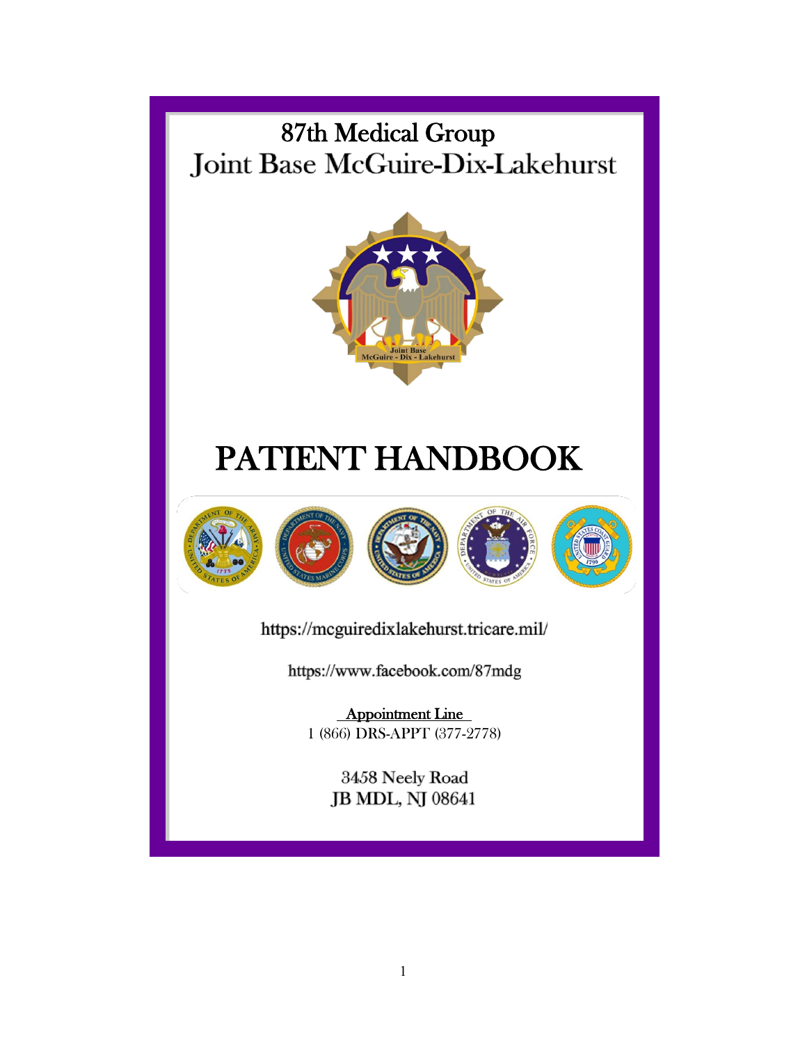# 87th Medical Group
## Joint Base McGuire-Dix-Lakehurst

# PATIENT HANDBOOK

https://mcguiredixlakehurst.tricare.mil/

https://www.facebook.com/87mdg

Appointment Line
1 (866) DRS-APPT (377-2778)

3458 Neely Road
JB MDL, NJ 08641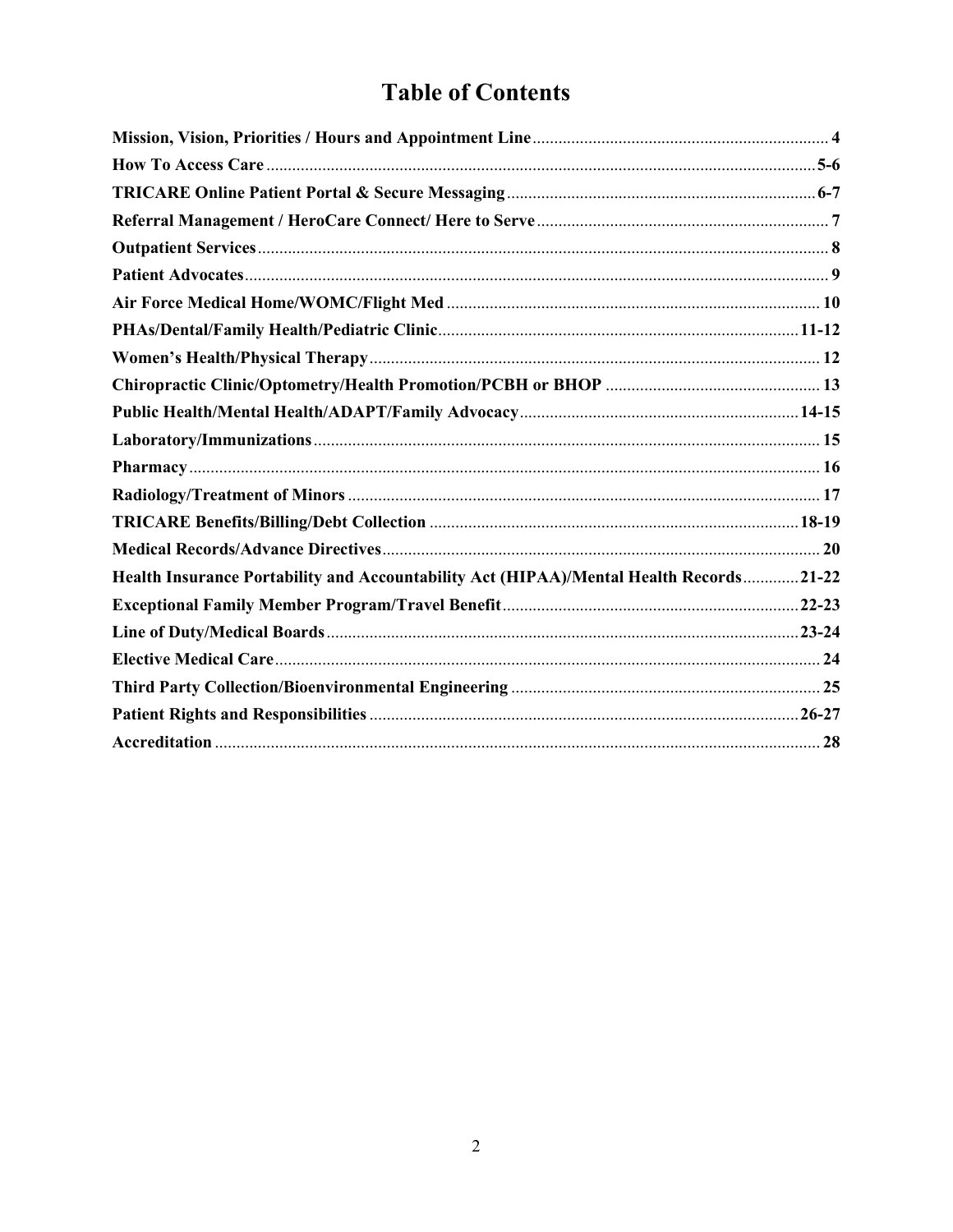# Table of Contents

| Section | Page |
| --- | --- |
| **Mission, Vision, Priorities / Hours and Appointment Line** | **4** |
| **How To Access Care** | **5-6** |
| **TRICARE Online Patient Portal & Secure Messaging** | **6-7** |
| **Referral Management / HeroCare Connect/ Here to Serve** | **7** |
| **Outpatient Services** | **8** |
| **Patient Advocates** | **9** |
| **Air Force Medical Home/WOMC/Flight Med** | **10** |
| **PHAs/Dental/Family Health/Pediatric Clinic** | **11-12** |
| **Women's Health/Physical Therapy** | **12** |
| **Chiropractic Clinic/Optometry/Health Promotion/PCBH or BHOP** | **13** |
| **Public Health/Mental Health/ADAPT/Family Advocacy** | **14-15** |
| **Laboratory/Immunizations** | **15** |
| **Pharmacy** | **16** |
| **Radiology/Treatment of Minors** | **17** |
| **TRICARE Benefits/Billing/Debt Collection** | **18-19** |
| **Medical Records/Advance Directives** | **20** |
| **Health Insurance Portability and Accountability Act (HIPAA)/Mental Health Records** | **21-22** |
| **Exceptional Family Member Program/Travel Benefit** | **22-23** |
| **Line of Duty/Medical Boards** | **23-24** |
| **Elective Medical Care** | **24** |
| **Third Party Collection/Bioenvironmental Engineering** | **25** |
| **Patient Rights and Responsibilities** | **26-27** |
| **Accreditation** | **28** |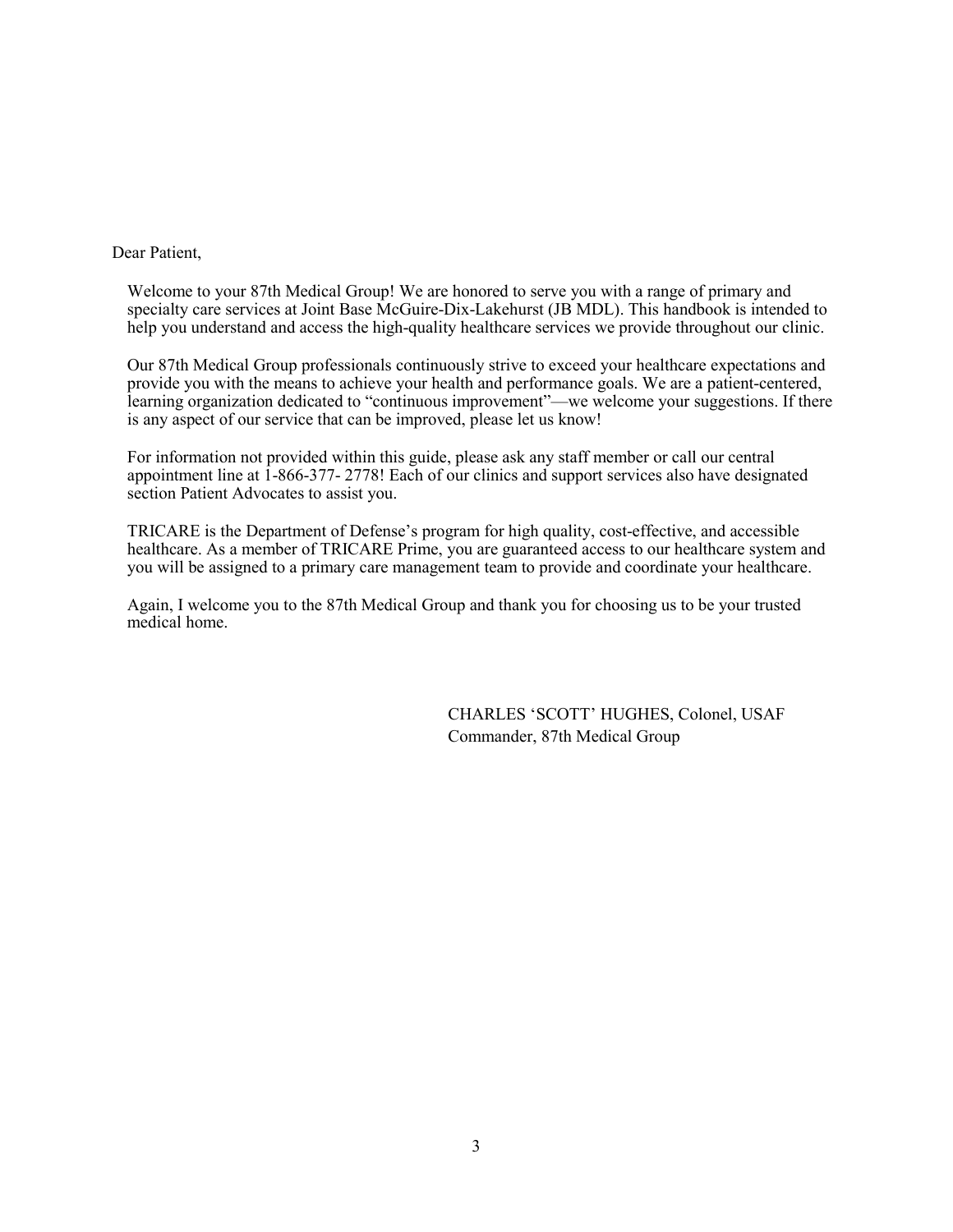Dear Patient,

Welcome to your 87th Medical Group! We are honored to serve you with a range of primary and specialty care services at Joint Base McGuire-Dix-Lakehurst (JB MDL). This handbook is intended to help you understand and access the high-quality healthcare services we provide throughout our clinic.

Our 87th Medical Group professionals continuously strive to exceed your healthcare expectations and provide you with the means to achieve your health and performance goals. We are a patient-centered, learning organization dedicated to "continuous improvement"—we welcome your suggestions. If there is any aspect of our service that can be improved, please let us know!

For information not provided within this guide, please ask any staff member or call our central appointment line at 1-866-377- 2778! Each of our clinics and support services also have designated section Patient Advocates to assist you.

TRICARE is the Department of Defense's program for high quality, cost-effective, and accessible healthcare. As a member of TRICARE Prime, you are guaranteed access to our healthcare system and you will be assigned to a primary care management team to provide and coordinate your healthcare.

Again, I welcome you to the 87th Medical Group and thank you for choosing us to be your trusted medical home.

CHARLES 'SCOTT' HUGHES, Colonel, USAF
Commander, 87th Medical Group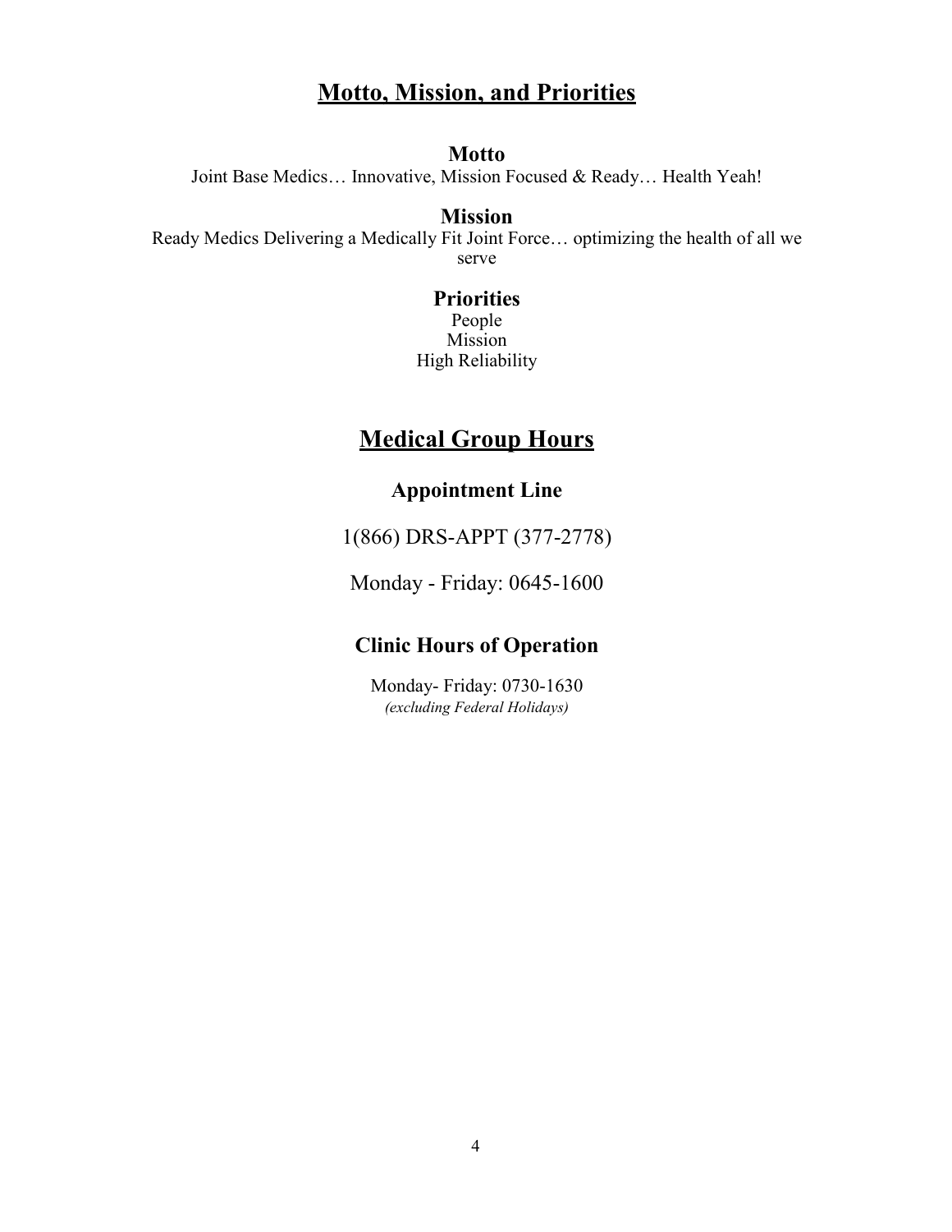# Motto, Mission, and Priorities

### Motto

Joint Base Medics… Innovative, Mission Focused & Ready… Health Yeah!

### Mission

Ready Medics Delivering a Medically Fit Joint Force… optimizing the health of all we serve

### Priorities

People
Mission
High Reliability

# Medical Group Hours

## Appointment Line

1(866) DRS-APPT (377-2778)

Monday - Friday: 0645-1600

## Clinic Hours of Operation

Monday- Friday: 0730-1630
*(excluding Federal Holidays)*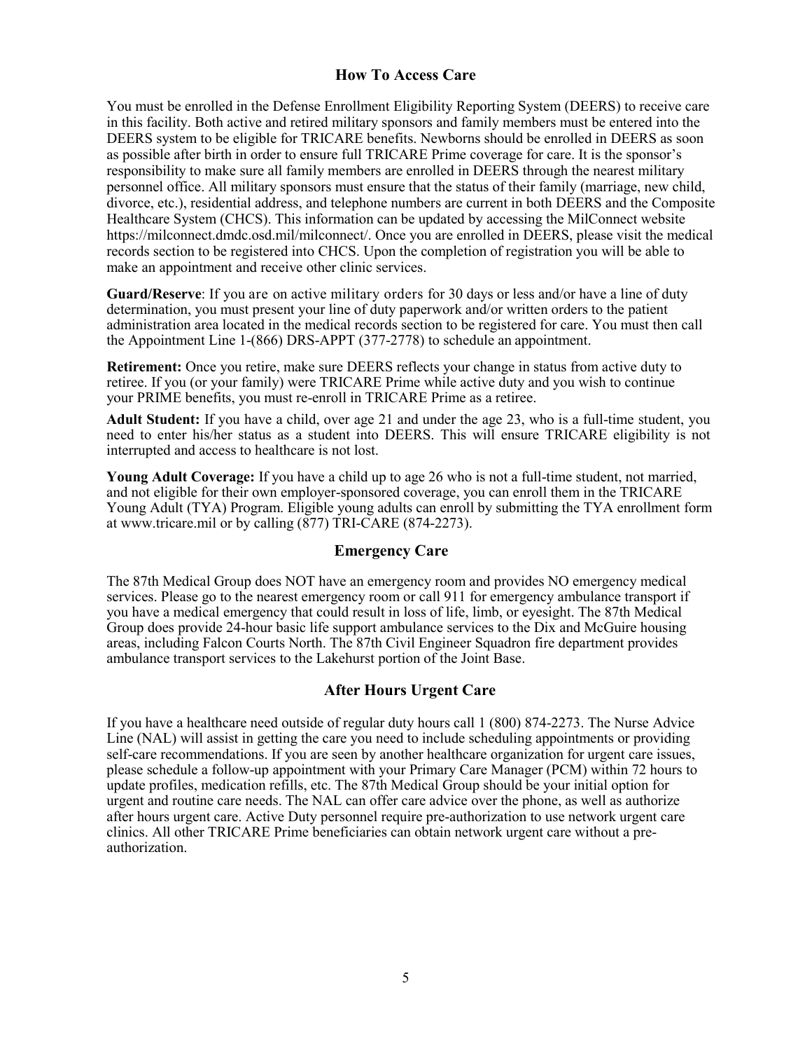## How To Access Care

You must be enrolled in the Defense Enrollment Eligibility Reporting System (DEERS) to receive care in this facility. Both active and retired military sponsors and family members must be entered into the DEERS system to be eligible for TRICARE benefits. Newborns should be enrolled in DEERS as soon as possible after birth in order to ensure full TRICARE Prime coverage for care. It is the sponsor's responsibility to make sure all family members are enrolled in DEERS through the nearest military personnel office. All military sponsors must ensure that the status of their family (marriage, new child, divorce, etc.), residential address, and telephone numbers are current in both DEERS and the Composite Healthcare System (CHCS). This information can be updated by accessing the MilConnect website https://milconnect.dmdc.osd.mil/milconnect/. Once you are enrolled in DEERS, please visit the medical records section to be registered into CHCS. Upon the completion of registration you will be able to make an appointment and receive other clinic services.

**Guard/Reserve**: If you are on active military orders for 30 days or less and/or have a line of duty determination, you must present your line of duty paperwork and/or written orders to the patient administration area located in the medical records section to be registered for care. You must then call the Appointment Line 1-(866) DRS-APPT (377-2778) to schedule an appointment.

**Retirement:** Once you retire, make sure DEERS reflects your change in status from active duty to retiree. If you (or your family) were TRICARE Prime while active duty and you wish to continue your PRIME benefits, you must re-enroll in TRICARE Prime as a retiree.

**Adult Student:** If you have a child, over age 21 and under the age 23, who is a full-time student, you need to enter his/her status as a student into DEERS. This will ensure TRICARE eligibility is not interrupted and access to healthcare is not lost.

**Young Adult Coverage:** If you have a child up to age 26 who is not a full-time student, not married, and not eligible for their own employer-sponsored coverage, you can enroll them in the TRICARE Young Adult (TYA) Program. Eligible young adults can enroll by submitting the TYA enrollment form at www.tricare.mil or by calling (877) TRI-CARE (874-2273).

## Emergency Care

The 87th Medical Group does NOT have an emergency room and provides NO emergency medical services. Please go to the nearest emergency room or call 911 for emergency ambulance transport if you have a medical emergency that could result in loss of life, limb, or eyesight. The 87th Medical Group does provide 24-hour basic life support ambulance services to the Dix and McGuire housing areas, including Falcon Courts North. The 87th Civil Engineer Squadron fire department provides ambulance transport services to the Lakehurst portion of the Joint Base.

## After Hours Urgent Care

If you have a healthcare need outside of regular duty hours call 1 (800) 874-2273. The Nurse Advice Line (NAL) will assist in getting the care you need to include scheduling appointments or providing self-care recommendations. If you are seen by another healthcare organization for urgent care issues, please schedule a follow-up appointment with your Primary Care Manager (PCM) within 72 hours to update profiles, medication refills, etc. The 87th Medical Group should be your initial option for urgent and routine care needs. The NAL can offer care advice over the phone, as well as authorize after hours urgent care. Active Duty personnel require pre-authorization to use network urgent care clinics. All other TRICARE Prime beneficiaries can obtain network urgent care without a pre-authorization.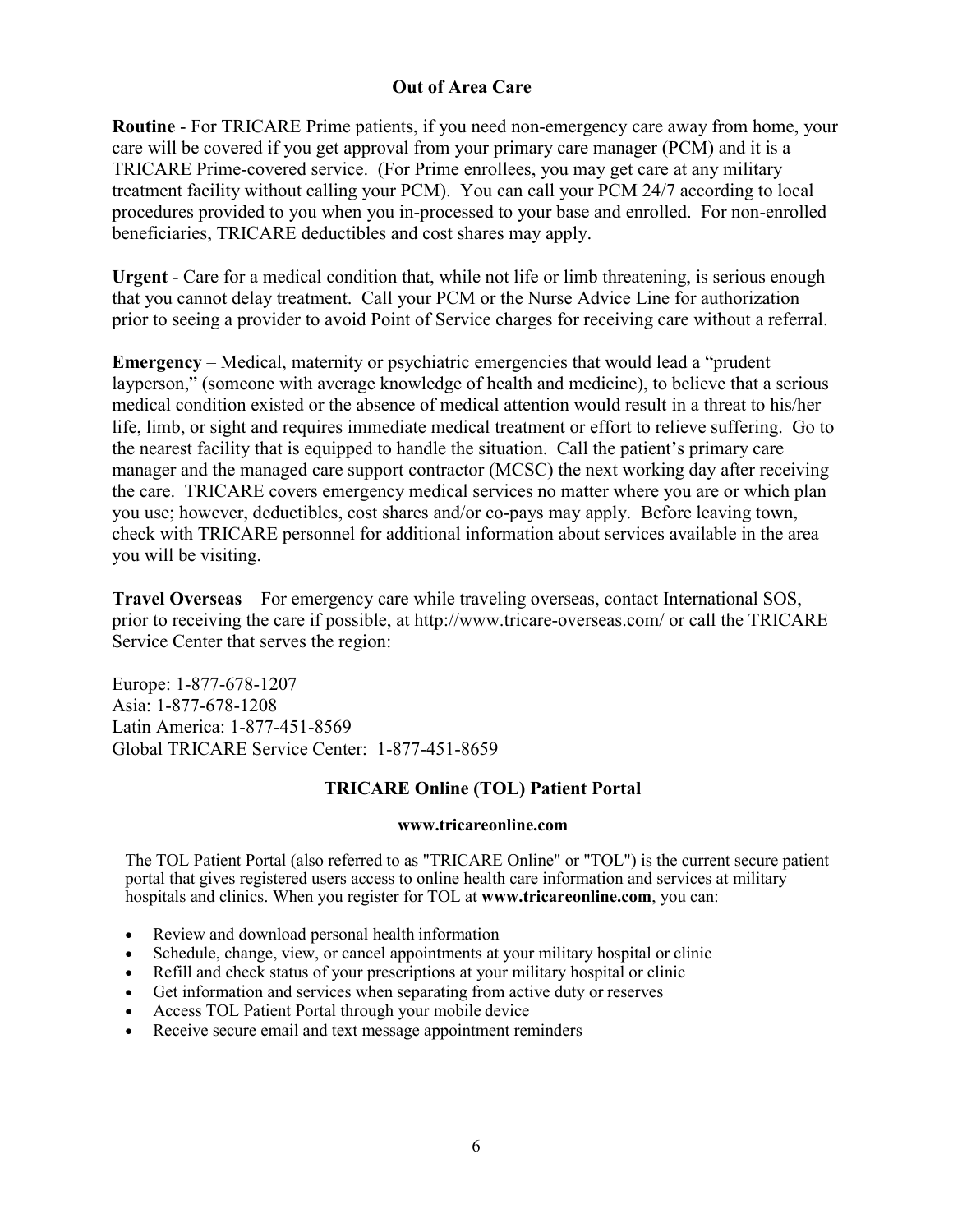## Out of Area Care

**Routine** - For TRICARE Prime patients, if you need non-emergency care away from home, your care will be covered if you get approval from your primary care manager (PCM) and it is a TRICARE Prime-covered service. (For Prime enrollees, you may get care at any military treatment facility without calling your PCM). You can call your PCM 24/7 according to local procedures provided to you when you in-processed to your base and enrolled. For non-enrolled beneficiaries, TRICARE deductibles and cost shares may apply.

**Urgent** - Care for a medical condition that, while not life or limb threatening, is serious enough that you cannot delay treatment. Call your PCM or the Nurse Advice Line for authorization prior to seeing a provider to avoid Point of Service charges for receiving care without a referral.

**Emergency** – Medical, maternity or psychiatric emergencies that would lead a "prudent layperson," (someone with average knowledge of health and medicine), to believe that a serious medical condition existed or the absence of medical attention would result in a threat to his/her life, limb, or sight and requires immediate medical treatment or effort to relieve suffering. Go to the nearest facility that is equipped to handle the situation. Call the patient's primary care manager and the managed care support contractor (MCSC) the next working day after receiving the care. TRICARE covers emergency medical services no matter where you are or which plan you use; however, deductibles, cost shares and/or co-pays may apply. Before leaving town, check with TRICARE personnel for additional information about services available in the area you will be visiting.

**Travel Overseas** – For emergency care while traveling overseas, contact International SOS, prior to receiving the care if possible, at http://www.tricare-overseas.com/ or call the TRICARE Service Center that serves the region:

Europe: 1-877-678-1207
Asia: 1-877-678-1208
Latin America: 1-877-451-8569
Global TRICARE Service Center: 1-877-451-8659

## TRICARE Online (TOL) Patient Portal

**www.tricareonline.com**

The TOL Patient Portal (also referred to as "TRICARE Online" or "TOL") is the current secure patient portal that gives registered users access to online health care information and services at military hospitals and clinics. When you register for TOL at **www.tricareonline.com**, you can:

- Review and download personal health information
- Schedule, change, view, or cancel appointments at your military hospital or clinic
- Refill and check status of your prescriptions at your military hospital or clinic
- Get information and services when separating from active duty or reserves
- Access TOL Patient Portal through your mobile device
- Receive secure email and text message appointment reminders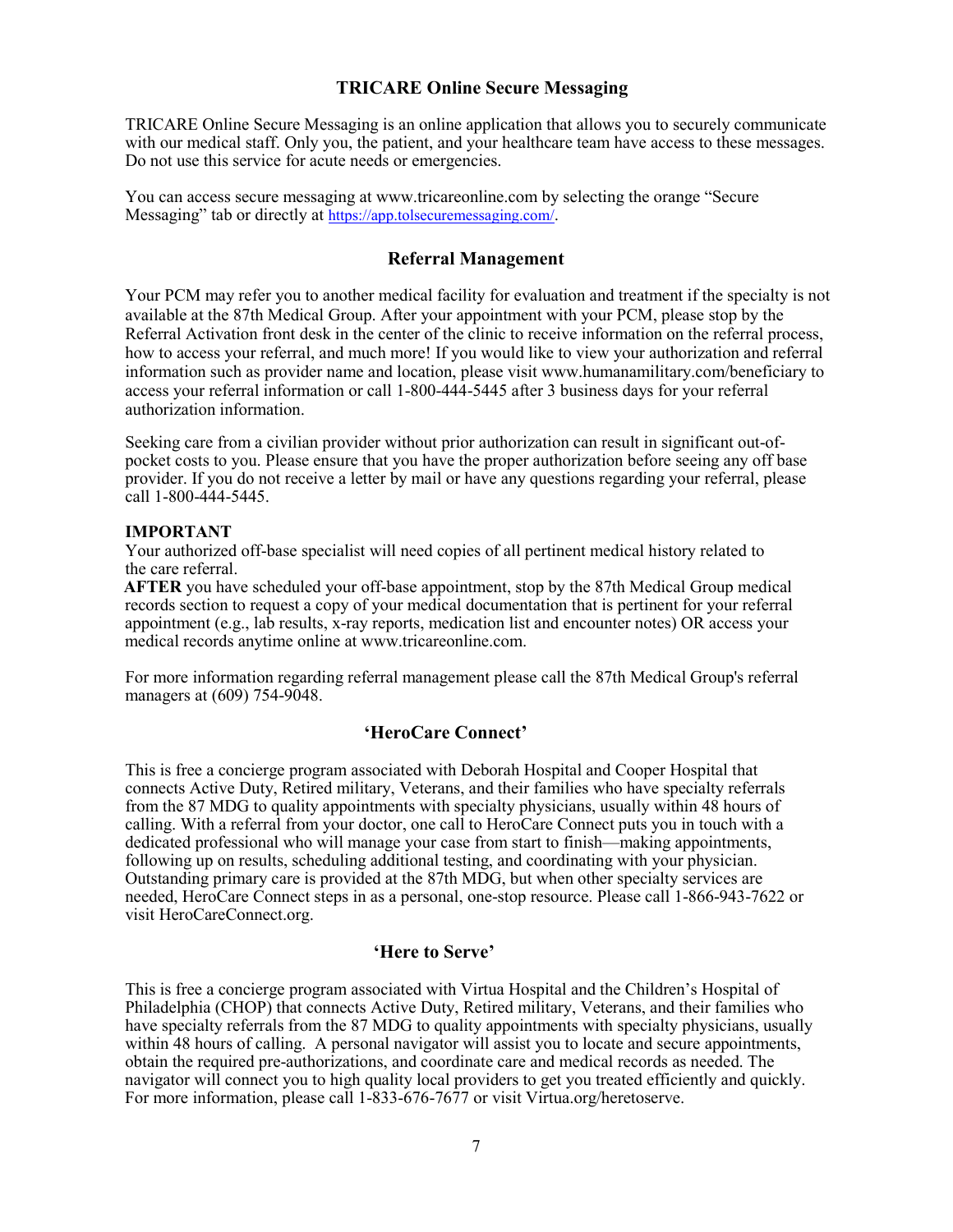## TRICARE Online Secure Messaging

TRICARE Online Secure Messaging is an online application that allows you to securely communicate with our medical staff. Only you, the patient, and your healthcare team have access to these messages. Do not use this service for acute needs or emergencies.

You can access secure messaging at www.tricareonline.com by selecting the orange "Secure Messaging" tab or directly at https://app.tolsecuremessaging.com/.

## Referral Management

Your PCM may refer you to another medical facility for evaluation and treatment if the specialty is not available at the 87th Medical Group. After your appointment with your PCM, please stop by the Referral Activation front desk in the center of the clinic to receive information on the referral process, how to access your referral, and much more! If you would like to view your authorization and referral information such as provider name and location, please visit www.humanamilitary.com/beneficiary to access your referral information or call 1-800-444-5445 after 3 business days for your referral authorization information.

Seeking care from a civilian provider without prior authorization can result in significant out-of-pocket costs to you. Please ensure that you have the proper authorization before seeing any off base provider. If you do not receive a letter by mail or have any questions regarding your referral, please call 1-800-444-5445.

**IMPORTANT**
Your authorized off-base specialist will need copies of all pertinent medical history related to the care referral.
**AFTER** you have scheduled your off-base appointment, stop by the 87th Medical Group medical records section to request a copy of your medical documentation that is pertinent for your referral appointment (e.g., lab results, x-ray reports, medication list and encounter notes) OR access your medical records anytime online at www.tricareonline.com.

For more information regarding referral management please call the 87th Medical Group's referral managers at (609) 754-9048.

## 'HeroCare Connect'

This is free a concierge program associated with Deborah Hospital and Cooper Hospital that connects Active Duty, Retired military, Veterans, and their families who have specialty referrals from the 87 MDG to quality appointments with specialty physicians, usually within 48 hours of calling. With a referral from your doctor, one call to HeroCare Connect puts you in touch with a dedicated professional who will manage your case from start to finish—making appointments, following up on results, scheduling additional testing, and coordinating with your physician. Outstanding primary care is provided at the 87th MDG, but when other specialty services are needed, HeroCare Connect steps in as a personal, one-stop resource. Please call 1-866-943-7622 or visit HeroCareConnect.org.

## 'Here to Serve'

This is free a concierge program associated with Virtua Hospital and the Children's Hospital of Philadelphia (CHOP) that connects Active Duty, Retired military, Veterans, and their families who have specialty referrals from the 87 MDG to quality appointments with specialty physicians, usually within 48 hours of calling. A personal navigator will assist you to locate and secure appointments, obtain the required pre-authorizations, and coordinate care and medical records as needed. The navigator will connect you to high quality local providers to get you treated efficiently and quickly. For more information, please call 1-833-676-7677 or visit Virtua.org/heretoserve.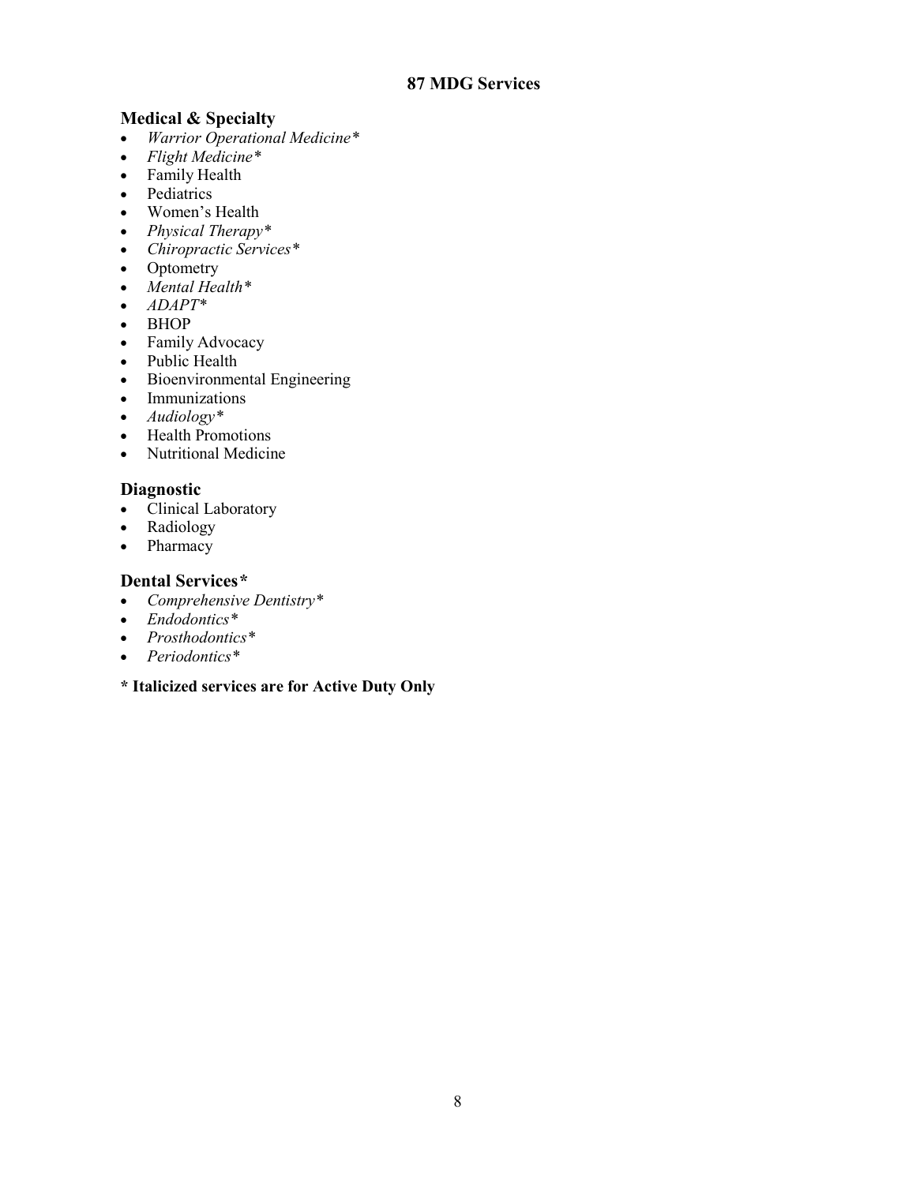# 87 MDG Services

## Medical & Specialty

- *Warrior Operational Medicine**
- *Flight Medicine**
- Family Health
- Pediatrics
- Women's Health
- *Physical Therapy**
- *Chiropractic Services**
- Optometry
- *Mental Health**
- *ADAPT**
- BHOP
- Family Advocacy
- Public Health
- Bioenvironmental Engineering
- Immunizations
- *Audiology**
- Health Promotions
- Nutritional Medicine

## Diagnostic

- Clinical Laboratory
- Radiology
- Pharmacy

## Dental Services*

- *Comprehensive Dentistry**
- *Endodontics**
- *Prosthodontics**
- *Periodontics**

**\* Italicized services are for Active Duty Only**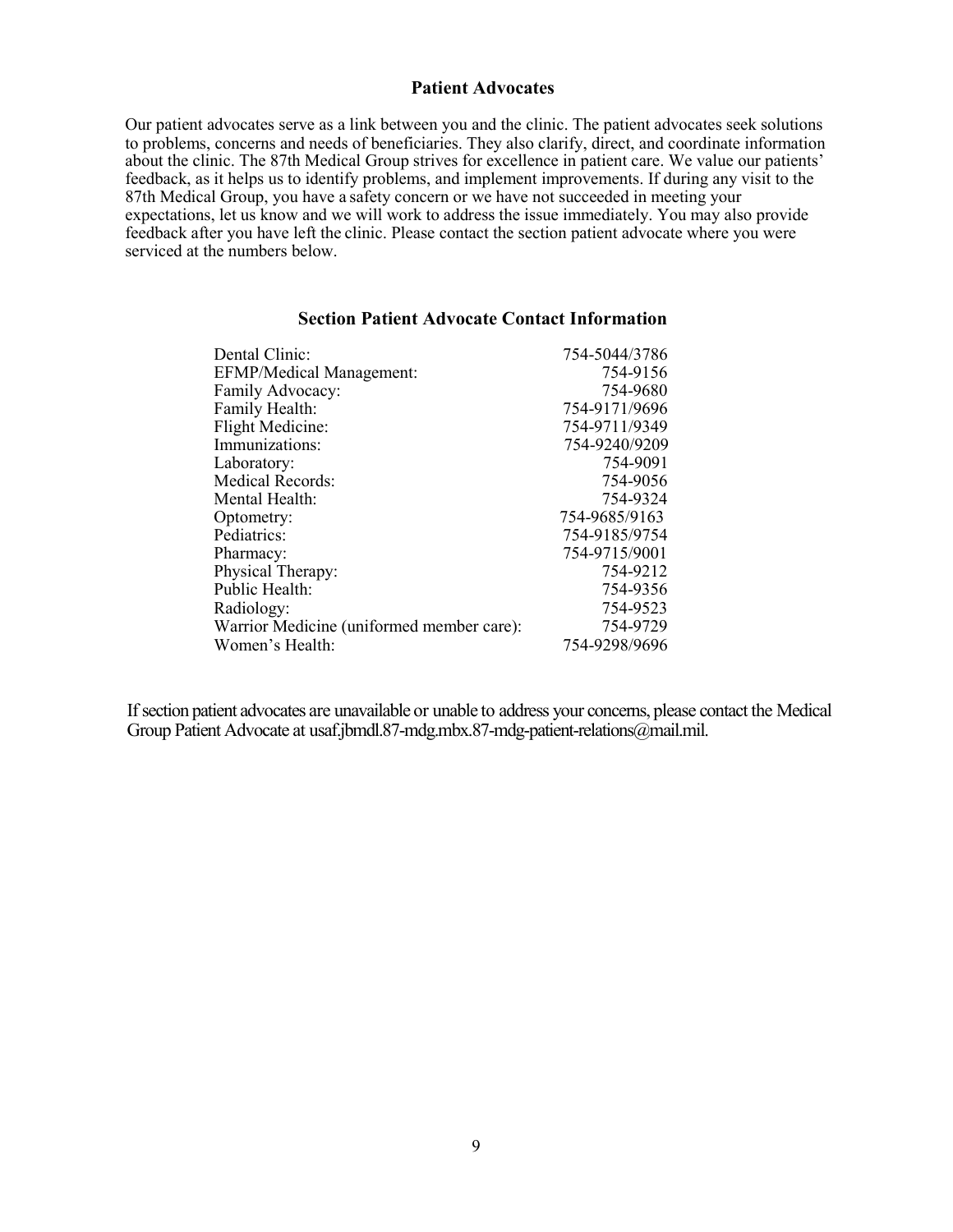## Patient Advocates

Our patient advocates serve as a link between you and the clinic. The patient advocates seek solutions to problems, concerns and needs of beneficiaries. They also clarify, direct, and coordinate information about the clinic. The 87th Medical Group strives for excellence in patient care. We value our patients' feedback, as it helps us to identify problems, and implement improvements. If during any visit to the 87th Medical Group, you have a safety concern or we have not succeeded in meeting your expectations, let us know and we will work to address the issue immediately. You may also provide feedback after you have left the clinic. Please contact the section patient advocate where you were serviced at the numbers below.

### Section Patient Advocate Contact Information

| Section | Phone |
|---|---|
| Dental Clinic: | 754-5044/3786 |
| EFMP/Medical Management: | 754-9156 |
| Family Advocacy: | 754-9680 |
| Family Health: | 754-9171/9696 |
| Flight Medicine: | 754-9711/9349 |
| Immunizations: | 754-9240/9209 |
| Laboratory: | 754-9091 |
| Medical Records: | 754-9056 |
| Mental Health: | 754-9324 |
| Optometry: | 754-9685/9163 |
| Pediatrics: | 754-9185/9754 |
| Pharmacy: | 754-9715/9001 |
| Physical Therapy: | 754-9212 |
| Public Health: | 754-9356 |
| Radiology: | 754-9523 |
| Warrior Medicine (uniformed member care): | 754-9729 |
| Women's Health: | 754-9298/9696 |

If section patient advocates are unavailable or unable to address your concerns, please contact the Medical Group Patient Advocate at usaf.jbmdl.87-mdg.mbx.87-mdg-patient-relations@mail.mil.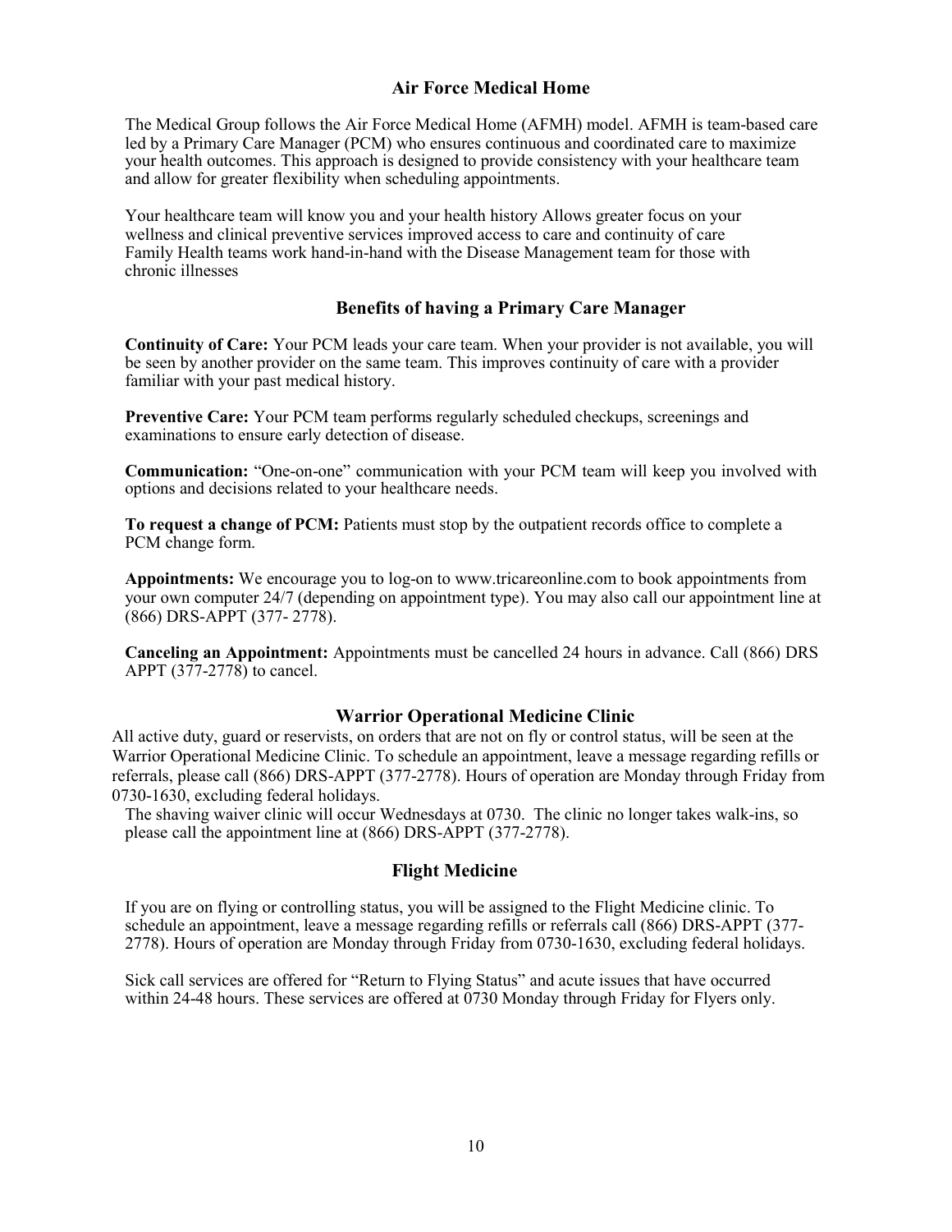## Air Force Medical Home

The Medical Group follows the Air Force Medical Home (AFMH) model. AFMH is team-based care led by a Primary Care Manager (PCM) who ensures continuous and coordinated care to maximize your health outcomes. This approach is designed to provide consistency with your healthcare team and allow for greater flexibility when scheduling appointments.

Your healthcare team will know you and your health history Allows greater focus on your wellness and clinical preventive services improved access to care and continuity of care Family Health teams work hand-in-hand with the Disease Management team for those with chronic illnesses

## Benefits of having a Primary Care Manager

**Continuity of Care:** Your PCM leads your care team. When your provider is not available, you will be seen by another provider on the same team. This improves continuity of care with a provider familiar with your past medical history.

**Preventive Care:** Your PCM team performs regularly scheduled checkups, screenings and examinations to ensure early detection of disease.

**Communication:** "One-on-one" communication with your PCM team will keep you involved with options and decisions related to your healthcare needs.

**To request a change of PCM:** Patients must stop by the outpatient records office to complete a PCM change form.

**Appointments:** We encourage you to log-on to www.tricareonline.com to book appointments from your own computer 24/7 (depending on appointment type). You may also call our appointment line at (866) DRS-APPT (377- 2778).

**Canceling an Appointment:** Appointments must be cancelled 24 hours in advance. Call (866) DRS APPT (377-2778) to cancel.

## Warrior Operational Medicine Clinic

All active duty, guard or reservists, on orders that are not on fly or control status, will be seen at the Warrior Operational Medicine Clinic. To schedule an appointment, leave a message regarding refills or referrals, please call (866) DRS-APPT (377-2778). Hours of operation are Monday through Friday from 0730-1630, excluding federal holidays.

The shaving waiver clinic will occur Wednesdays at 0730. The clinic no longer takes walk-ins, so please call the appointment line at (866) DRS-APPT (377-2778).

## Flight Medicine

If you are on flying or controlling status, you will be assigned to the Flight Medicine clinic. To schedule an appointment, leave a message regarding refills or referrals call (866) DRS-APPT (377-2778). Hours of operation are Monday through Friday from 0730-1630, excluding federal holidays.

Sick call services are offered for "Return to Flying Status" and acute issues that have occurred within 24-48 hours. These services are offered at 0730 Monday through Friday for Flyers only.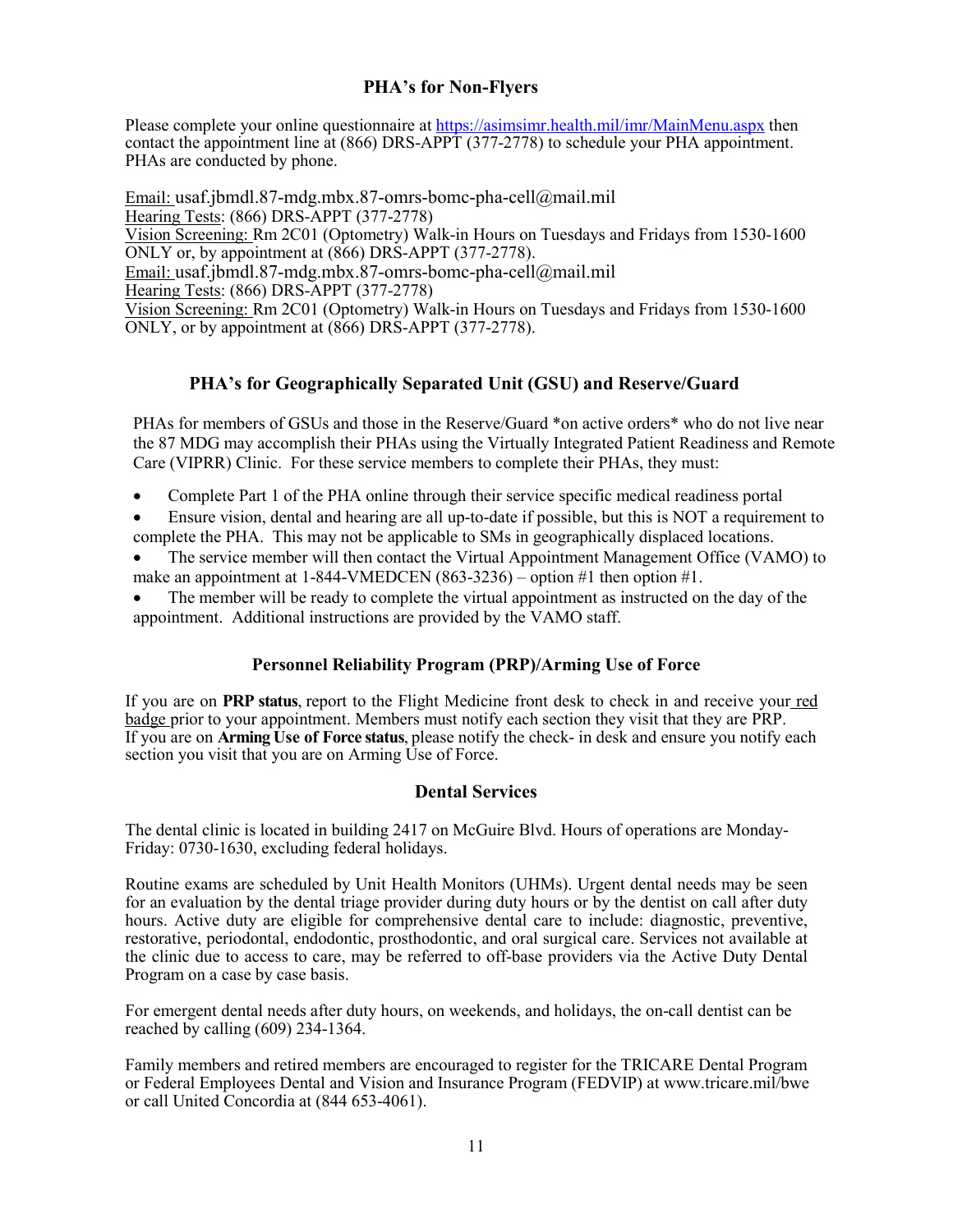## PHA's for Non-Flyers

Please complete your online questionnaire at https://asimsimr.health.mil/imr/MainMenu.aspx then contact the appointment line at (866) DRS-APPT (377-2778) to schedule your PHA appointment. PHAs are conducted by phone.

Email: usaf.jbmdl.87-mdg.mbx.87-omrs-bomc-pha-cell@mail.mil
Hearing Tests: (866) DRS-APPT (377-2778)
Vision Screening: Rm 2C01 (Optometry) Walk-in Hours on Tuesdays and Fridays from 1530-1600 ONLY or, by appointment at (866) DRS-APPT (377-2778).
Email: usaf.jbmdl.87-mdg.mbx.87-omrs-bomc-pha-cell@mail.mil
Hearing Tests: (866) DRS-APPT (377-2778)
Vision Screening: Rm 2C01 (Optometry) Walk-in Hours on Tuesdays and Fridays from 1530-1600 ONLY, or by appointment at (866) DRS-APPT (377-2778).

## PHA's for Geographically Separated Unit (GSU) and Reserve/Guard

PHAs for members of GSUs and those in the Reserve/Guard *on active orders* who do not live near the 87 MDG may accomplish their PHAs using the Virtually Integrated Patient Readiness and Remote Care (VIPRR) Clinic. For these service members to complete their PHAs, they must:

- Complete Part 1 of the PHA online through their service specific medical readiness portal
- Ensure vision, dental and hearing are all up-to-date if possible, but this is NOT a requirement to complete the PHA. This may not be applicable to SMs in geographically displaced locations.
- The service member will then contact the Virtual Appointment Management Office (VAMO) to make an appointment at 1-844-VMEDCEN (863-3236) – option #1 then option #1.
- The member will be ready to complete the virtual appointment as instructed on the day of the appointment. Additional instructions are provided by the VAMO staff.

## Personnel Reliability Program (PRP)/Arming Use of Force

If you are on **PRP status**, report to the Flight Medicine front desk to check in and receive your red badge prior to your appointment. Members must notify each section they visit that they are PRP. If you are on **Arming Use of Force status**, please notify the check- in desk and ensure you notify each section you visit that you are on Arming Use of Force.

## Dental Services

The dental clinic is located in building 2417 on McGuire Blvd. Hours of operations are Monday-Friday: 0730-1630, excluding federal holidays.

Routine exams are scheduled by Unit Health Monitors (UHMs). Urgent dental needs may be seen for an evaluation by the dental triage provider during duty hours or by the dentist on call after duty hours. Active duty are eligible for comprehensive dental care to include: diagnostic, preventive, restorative, periodontal, endodontic, prosthodontic, and oral surgical care. Services not available at the clinic due to access to care, may be referred to off-base providers via the Active Duty Dental Program on a case by case basis.

For emergent dental needs after duty hours, on weekends, and holidays, the on-call dentist can be reached by calling (609) 234-1364.

Family members and retired members are encouraged to register for the TRICARE Dental Program or Federal Employees Dental and Vision and Insurance Program (FEDVIP) at www.tricare.mil/bwe or call United Concordia at (844 653-4061).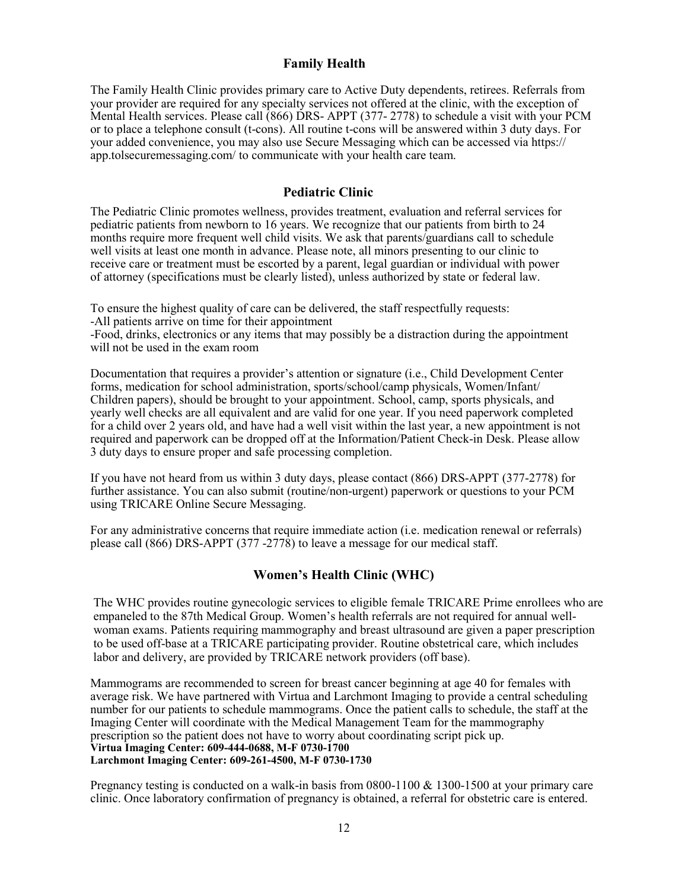## Family Health

The Family Health Clinic provides primary care to Active Duty dependents, retirees. Referrals from your provider are required for any specialty services not offered at the clinic, with the exception of Mental Health services. Please call (866) DRS- APPT (377- 2778) to schedule a visit with your PCM or to place a telephone consult (t-cons). All routine t-cons will be answered within 3 duty days. For your added convenience, you may also use Secure Messaging which can be accessed via https://app.tolsecuremessaging.com/ to communicate with your health care team.

## Pediatric Clinic

The Pediatric Clinic promotes wellness, provides treatment, evaluation and referral services for pediatric patients from newborn to 16 years. We recognize that our patients from birth to 24 months require more frequent well child visits. We ask that parents/guardians call to schedule well visits at least one month in advance. Please note, all minors presenting to our clinic to receive care or treatment must be escorted by a parent, legal guardian or individual with power of attorney (specifications must be clearly listed), unless authorized by state or federal law.

To ensure the highest quality of care can be delivered, the staff respectfully requests:
-All patients arrive on time for their appointment
-Food, drinks, electronics or any items that may possibly be a distraction during the appointment will not be used in the exam room

Documentation that requires a provider's attention or signature (i.e., Child Development Center forms, medication for school administration, sports/school/camp physicals, Women/Infant/Children papers), should be brought to your appointment. School, camp, sports physicals, and yearly well checks are all equivalent and are valid for one year. If you need paperwork completed for a child over 2 years old, and have had a well visit within the last year, a new appointment is not required and paperwork can be dropped off at the Information/Patient Check-in Desk. Please allow 3 duty days to ensure proper and safe processing completion.

If you have not heard from us within 3 duty days, please contact (866) DRS-APPT (377-2778) for further assistance. You can also submit (routine/non-urgent) paperwork or questions to your PCM using TRICARE Online Secure Messaging.

For any administrative concerns that require immediate action (i.e. medication renewal or referrals) please call (866) DRS-APPT (377 -2778) to leave a message for our medical staff.

## Women's Health Clinic (WHC)

The WHC provides routine gynecologic services to eligible female TRICARE Prime enrollees who are empaneled to the 87th Medical Group. Women's health referrals are not required for annual well-woman exams. Patients requiring mammography and breast ultrasound are given a paper prescription to be used off-base at a TRICARE participating provider. Routine obstetrical care, which includes labor and delivery, are provided by TRICARE network providers (off base).

Mammograms are recommended to screen for breast cancer beginning at age 40 for females with average risk. We have partnered with Virtua and Larchmont Imaging to provide a central scheduling number for our patients to schedule mammograms. Once the patient calls to schedule, the staff at the Imaging Center will coordinate with the Medical Management Team for the mammography prescription so the patient does not have to worry about coordinating script pick up.
**Virtua Imaging Center: 609-444-0688, M-F 0730-1700**
**Larchmont Imaging Center: 609-261-4500, M-F 0730-1730**

Pregnancy testing is conducted on a walk-in basis from 0800-1100 & 1300-1500 at your primary care clinic. Once laboratory confirmation of pregnancy is obtained, a referral for obstetric care is entered.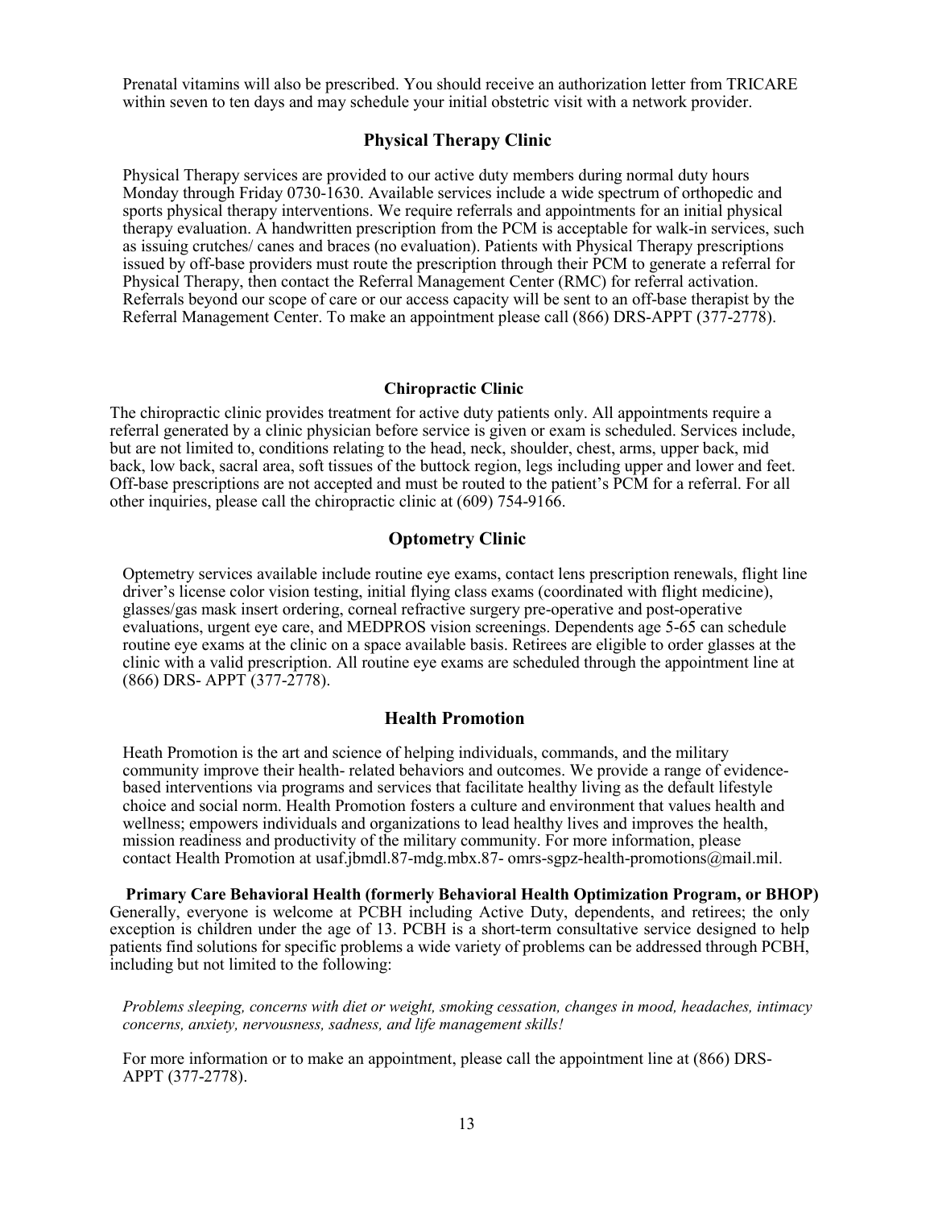Prenatal vitamins will also be prescribed. You should receive an authorization letter from TRICARE within seven to ten days and may schedule your initial obstetric visit with a network provider.

## Physical Therapy Clinic

Physical Therapy services are provided to our active duty members during normal duty hours Monday through Friday 0730-1630. Available services include a wide spectrum of orthopedic and sports physical therapy interventions. We require referrals and appointments for an initial physical therapy evaluation. A handwritten prescription from the PCM is acceptable for walk-in services, such as issuing crutches/ canes and braces (no evaluation). Patients with Physical Therapy prescriptions issued by off-base providers must route the prescription through their PCM to generate a referral for Physical Therapy, then contact the Referral Management Center (RMC) for referral activation. Referrals beyond our scope of care or our access capacity will be sent to an off-base therapist by the Referral Management Center. To make an appointment please call (866) DRS-APPT (377-2778).

## Chiropractic Clinic

The chiropractic clinic provides treatment for active duty patients only. All appointments require a referral generated by a clinic physician before service is given or exam is scheduled. Services include, but are not limited to, conditions relating to the head, neck, shoulder, chest, arms, upper back, mid back, low back, sacral area, soft tissues of the buttock region, legs including upper and lower and feet. Off-base prescriptions are not accepted and must be routed to the patient's PCM for a referral. For all other inquiries, please call the chiropractic clinic at (609) 754-9166.

## Optometry Clinic

Optemetry services available include routine eye exams, contact lens prescription renewals, flight line driver's license color vision testing, initial flying class exams (coordinated with flight medicine), glasses/gas mask insert ordering, corneal refractive surgery pre-operative and post-operative evaluations, urgent eye care, and MEDPROS vision screenings. Dependents age 5-65 can schedule routine eye exams at the clinic on a space available basis. Retirees are eligible to order glasses at the clinic with a valid prescription. All routine eye exams are scheduled through the appointment line at (866) DRS- APPT (377-2778).

## Health Promotion

Heath Promotion is the art and science of helping individuals, commands, and the military community improve their health- related behaviors and outcomes. We provide a range of evidence-based interventions via programs and services that facilitate healthy living as the default lifestyle choice and social norm. Health Promotion fosters a culture and environment that values health and wellness; empowers individuals and organizations to lead healthy lives and improves the health, mission readiness and productivity of the military community. For more information, please contact Health Promotion at usaf.jbmdl.87-mdg.mbx.87- omrs-sgpz-health-promotions@mail.mil.

## Primary Care Behavioral Health (formerly Behavioral Health Optimization Program, or BHOP)

Generally, everyone is welcome at PCBH including Active Duty, dependents, and retirees; the only exception is children under the age of 13. PCBH is a short-term consultative service designed to help patients find solutions for specific problems a wide variety of problems can be addressed through PCBH, including but not limited to the following:

*Problems sleeping, concerns with diet or weight, smoking cessation, changes in mood, headaches, intimacy concerns, anxiety, nervousness, sadness, and life management skills!*

For more information or to make an appointment, please call the appointment line at (866) DRS-APPT (377-2778).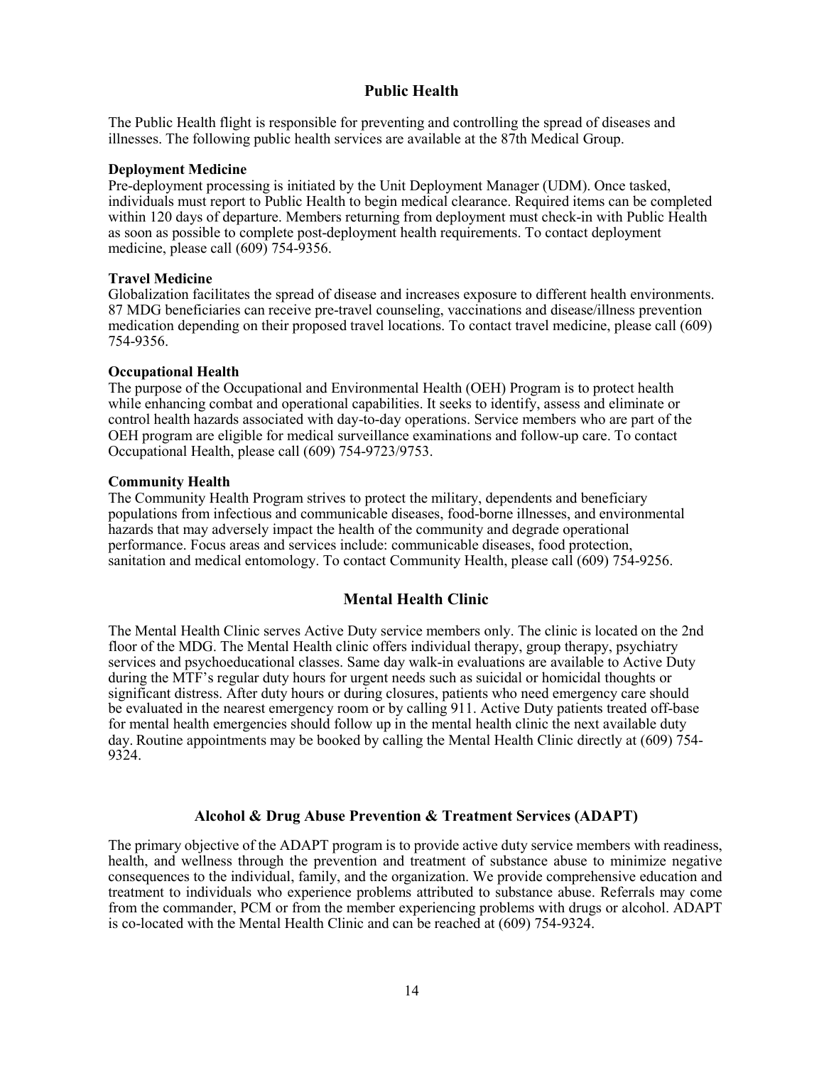## Public Health

The Public Health flight is responsible for preventing and controlling the spread of diseases and illnesses. The following public health services are available at the 87th Medical Group.

### Deployment Medicine

Pre-deployment processing is initiated by the Unit Deployment Manager (UDM). Once tasked, individuals must report to Public Health to begin medical clearance. Required items can be completed within 120 days of departure. Members returning from deployment must check-in with Public Health as soon as possible to complete post-deployment health requirements. To contact deployment medicine, please call (609) 754-9356.

### Travel Medicine

Globalization facilitates the spread of disease and increases exposure to different health environments. 87 MDG beneficiaries can receive pre-travel counseling, vaccinations and disease/illness prevention medication depending on their proposed travel locations. To contact travel medicine, please call (609) 754-9356.

### Occupational Health

The purpose of the Occupational and Environmental Health (OEH) Program is to protect health while enhancing combat and operational capabilities. It seeks to identify, assess and eliminate or control health hazards associated with day-to-day operations. Service members who are part of the OEH program are eligible for medical surveillance examinations and follow-up care. To contact Occupational Health, please call (609) 754-9723/9753.

### Community Health

The Community Health Program strives to protect the military, dependents and beneficiary populations from infectious and communicable diseases, food-borne illnesses, and environmental hazards that may adversely impact the health of the community and degrade operational performance. Focus areas and services include: communicable diseases, food protection, sanitation and medical entomology. To contact Community Health, please call (609) 754-9256.

## Mental Health Clinic

The Mental Health Clinic serves Active Duty service members only. The clinic is located on the 2nd floor of the MDG. The Mental Health clinic offers individual therapy, group therapy, psychiatry services and psychoeducational classes. Same day walk-in evaluations are available to Active Duty during the MTF's regular duty hours for urgent needs such as suicidal or homicidal thoughts or significant distress. After duty hours or during closures, patients who need emergency care should be evaluated in the nearest emergency room or by calling 911. Active Duty patients treated off-base for mental health emergencies should follow up in the mental health clinic the next available duty day. Routine appointments may be booked by calling the Mental Health Clinic directly at (609) 754-9324.

## Alcohol & Drug Abuse Prevention & Treatment Services (ADAPT)

The primary objective of the ADAPT program is to provide active duty service members with readiness, health, and wellness through the prevention and treatment of substance abuse to minimize negative consequences to the individual, family, and the organization. We provide comprehensive education and treatment to individuals who experience problems attributed to substance abuse. Referrals may come from the commander, PCM or from the member experiencing problems with drugs or alcohol. ADAPT is co-located with the Mental Health Clinic and can be reached at (609) 754-9324.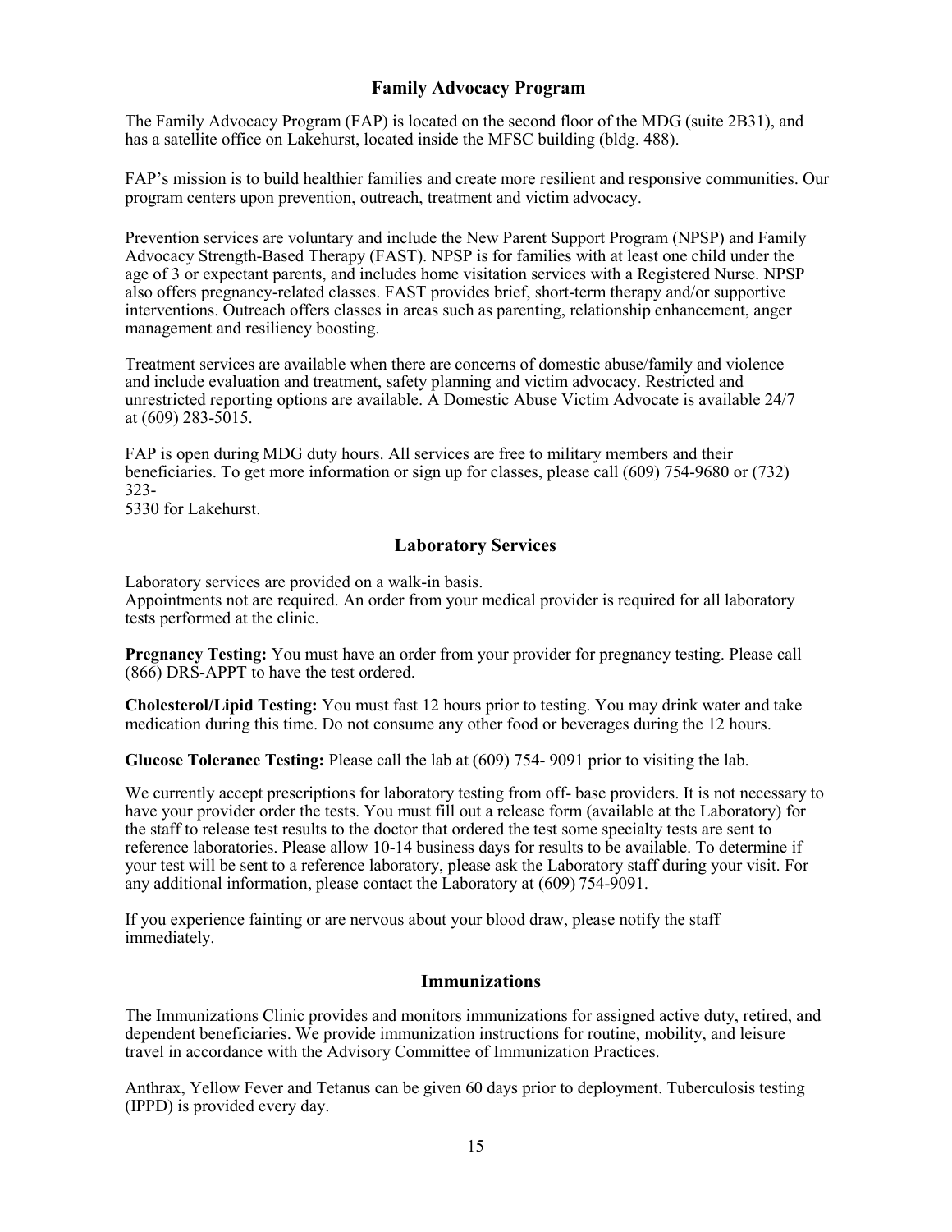## Family Advocacy Program

The Family Advocacy Program (FAP) is located on the second floor of the MDG (suite 2B31), and has a satellite office on Lakehurst, located inside the MFSC building (bldg. 488).

FAP's mission is to build healthier families and create more resilient and responsive communities. Our program centers upon prevention, outreach, treatment and victim advocacy.

Prevention services are voluntary and include the New Parent Support Program (NPSP) and Family Advocacy Strength-Based Therapy (FAST). NPSP is for families with at least one child under the age of 3 or expectant parents, and includes home visitation services with a Registered Nurse. NPSP also offers pregnancy-related classes. FAST provides brief, short-term therapy and/or supportive interventions. Outreach offers classes in areas such as parenting, relationship enhancement, anger management and resiliency boosting.

Treatment services are available when there are concerns of domestic abuse/family and violence and include evaluation and treatment, safety planning and victim advocacy. Restricted and unrestricted reporting options are available. A Domestic Abuse Victim Advocate is available 24/7 at (609) 283-5015.

FAP is open during MDG duty hours. All services are free to military members and their beneficiaries. To get more information or sign up for classes, please call (609) 754-9680 or (732) 323-
5330 for Lakehurst.

## Laboratory Services

Laboratory services are provided on a walk-in basis.
Appointments not are required. An order from your medical provider is required for all laboratory tests performed at the clinic.

**Pregnancy Testing:** You must have an order from your provider for pregnancy testing. Please call (866) DRS-APPT to have the test ordered.

**Cholesterol/Lipid Testing:** You must fast 12 hours prior to testing. You may drink water and take medication during this time. Do not consume any other food or beverages during the 12 hours.

**Glucose Tolerance Testing:** Please call the lab at (609) 754- 9091 prior to visiting the lab.

We currently accept prescriptions for laboratory testing from off- base providers. It is not necessary to have your provider order the tests. You must fill out a release form (available at the Laboratory) for the staff to release test results to the doctor that ordered the test some specialty tests are sent to reference laboratories. Please allow 10-14 business days for results to be available. To determine if your test will be sent to a reference laboratory, please ask the Laboratory staff during your visit. For any additional information, please contact the Laboratory at (609) 754-9091.

If you experience fainting or are nervous about your blood draw, please notify the staff immediately.

## Immunizations

The Immunizations Clinic provides and monitors immunizations for assigned active duty, retired, and dependent beneficiaries. We provide immunization instructions for routine, mobility, and leisure travel in accordance with the Advisory Committee of Immunization Practices.

Anthrax, Yellow Fever and Tetanus can be given 60 days prior to deployment. Tuberculosis testing (IPPD) is provided every day.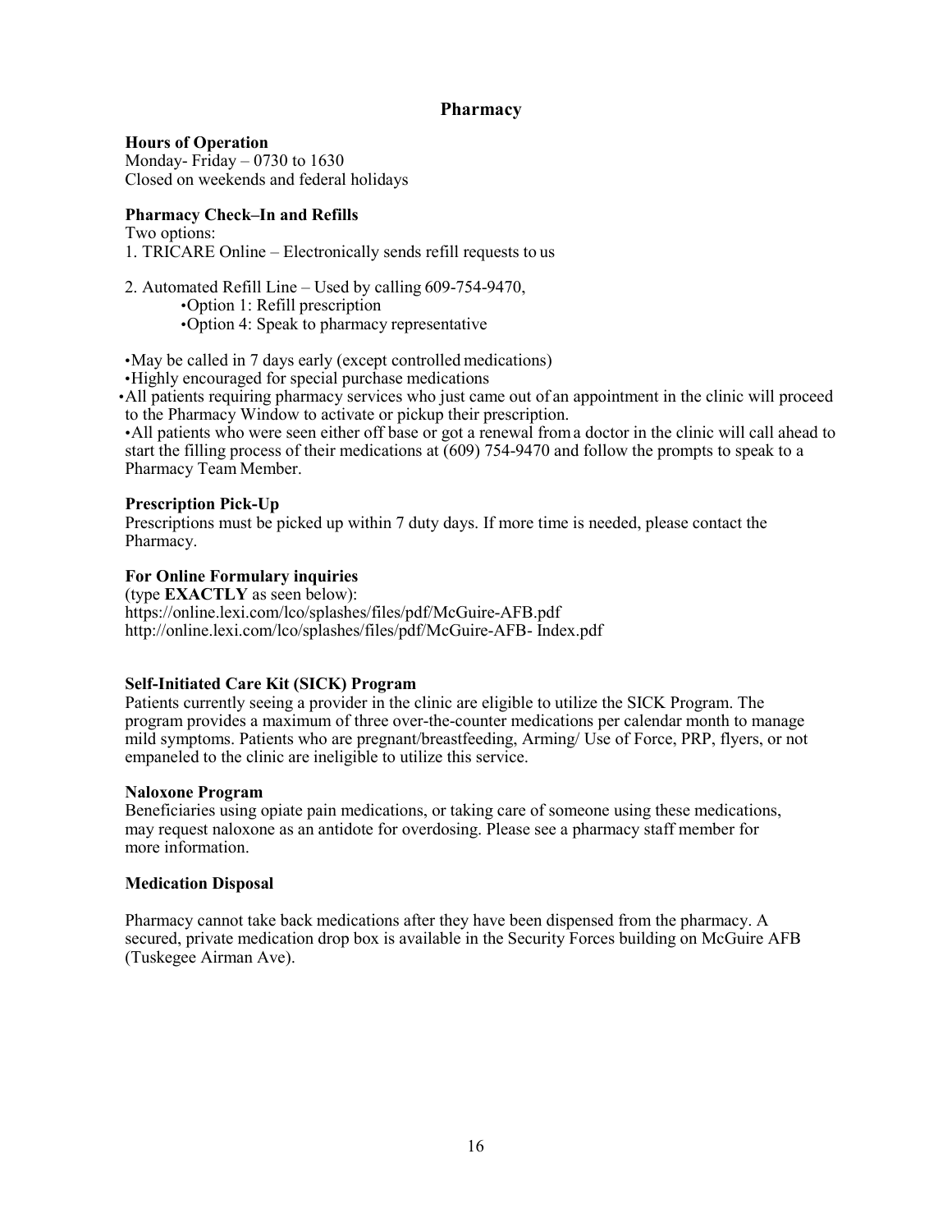# Pharmacy

### Hours of Operation

Monday- Friday – 0730 to 1630
Closed on weekends and federal holidays

### Pharmacy Check–In and Refills

Two options:

1. TRICARE Online – Electronically sends refill requests to us

2. Automated Refill Line – Used by calling 609-754-9470,
   - Option 1: Refill prescription
   - Option 4: Speak to pharmacy representative

- May be called in 7 days early (except controlled medications)
- Highly encouraged for special purchase medications
- All patients requiring pharmacy services who just came out of an appointment in the clinic will proceed to the Pharmacy Window to activate or pickup their prescription.
- All patients who were seen either off base or got a renewal from a doctor in the clinic will call ahead to start the filling process of their medications at (609) 754-9470 and follow the prompts to speak to a Pharmacy Team Member.

### Prescription Pick-Up

Prescriptions must be picked up within 7 duty days. If more time is needed, please contact the Pharmacy.

### For Online Formulary inquiries

(type **EXACTLY** as seen below):
https://online.lexi.com/lco/splashes/files/pdf/McGuire-AFB.pdf
http://online.lexi.com/lco/splashes/files/pdf/McGuire-AFB- Index.pdf

### Self-Initiated Care Kit (SICK) Program

Patients currently seeing a provider in the clinic are eligible to utilize the SICK Program. The program provides a maximum of three over-the-counter medications per calendar month to manage mild symptoms. Patients who are pregnant/breastfeeding, Arming/ Use of Force, PRP, flyers, or not empaneled to the clinic are ineligible to utilize this service.

### Naloxone Program

Beneficiaries using opiate pain medications, or taking care of someone using these medications, may request naloxone as an antidote for overdosing. Please see a pharmacy staff member for more information.

### Medication Disposal

Pharmacy cannot take back medications after they have been dispensed from the pharmacy. A secured, private medication drop box is available in the Security Forces building on McGuire AFB (Tuskegee Airman Ave).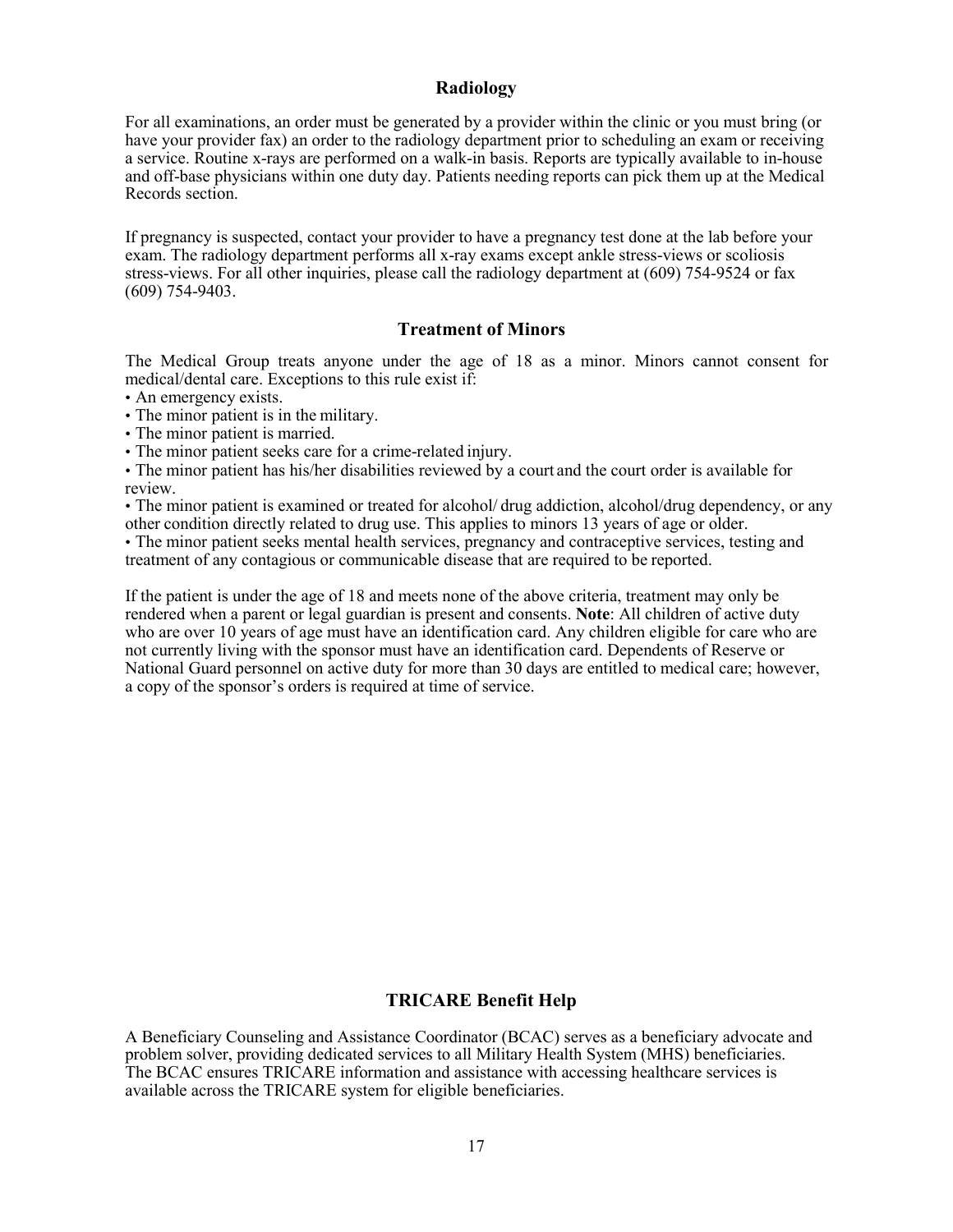## Radiology

For all examinations, an order must be generated by a provider within the clinic or you must bring (or have your provider fax) an order to the radiology department prior to scheduling an exam or receiving a service. Routine x-rays are performed on a walk-in basis. Reports are typically available to in-house and off-base physicians within one duty day. Patients needing reports can pick them up at the Medical Records section.

If pregnancy is suspected, contact your provider to have a pregnancy test done at the lab before your exam. The radiology department performs all x-ray exams except ankle stress-views or scoliosis stress-views. For all other inquiries, please call the radiology department at (609) 754-9524 or fax (609) 754-9403.

## Treatment of Minors

The Medical Group treats anyone under the age of 18 as a minor. Minors cannot consent for medical/dental care. Exceptions to this rule exist if:

- An emergency exists.
- The minor patient is in the military.
- The minor patient is married.
- The minor patient seeks care for a crime-related injury.
- The minor patient has his/her disabilities reviewed by a court and the court order is available for review.
- The minor patient is examined or treated for alcohol/ drug addiction, alcohol/drug dependency, or any other condition directly related to drug use. This applies to minors 13 years of age or older.
- The minor patient seeks mental health services, pregnancy and contraceptive services, testing and treatment of any contagious or communicable disease that are required to be reported.

If the patient is under the age of 18 and meets none of the above criteria, treatment may only be rendered when a parent or legal guardian is present and consents. **Note**: All children of active duty who are over 10 years of age must have an identification card. Any children eligible for care who are not currently living with the sponsor must have an identification card. Dependents of Reserve or National Guard personnel on active duty for more than 30 days are entitled to medical care; however, a copy of the sponsor's orders is required at time of service.

## TRICARE Benefit Help

A Beneficiary Counseling and Assistance Coordinator (BCAC) serves as a beneficiary advocate and problem solver, providing dedicated services to all Military Health System (MHS) beneficiaries. The BCAC ensures TRICARE information and assistance with accessing healthcare services is available across the TRICARE system for eligible beneficiaries.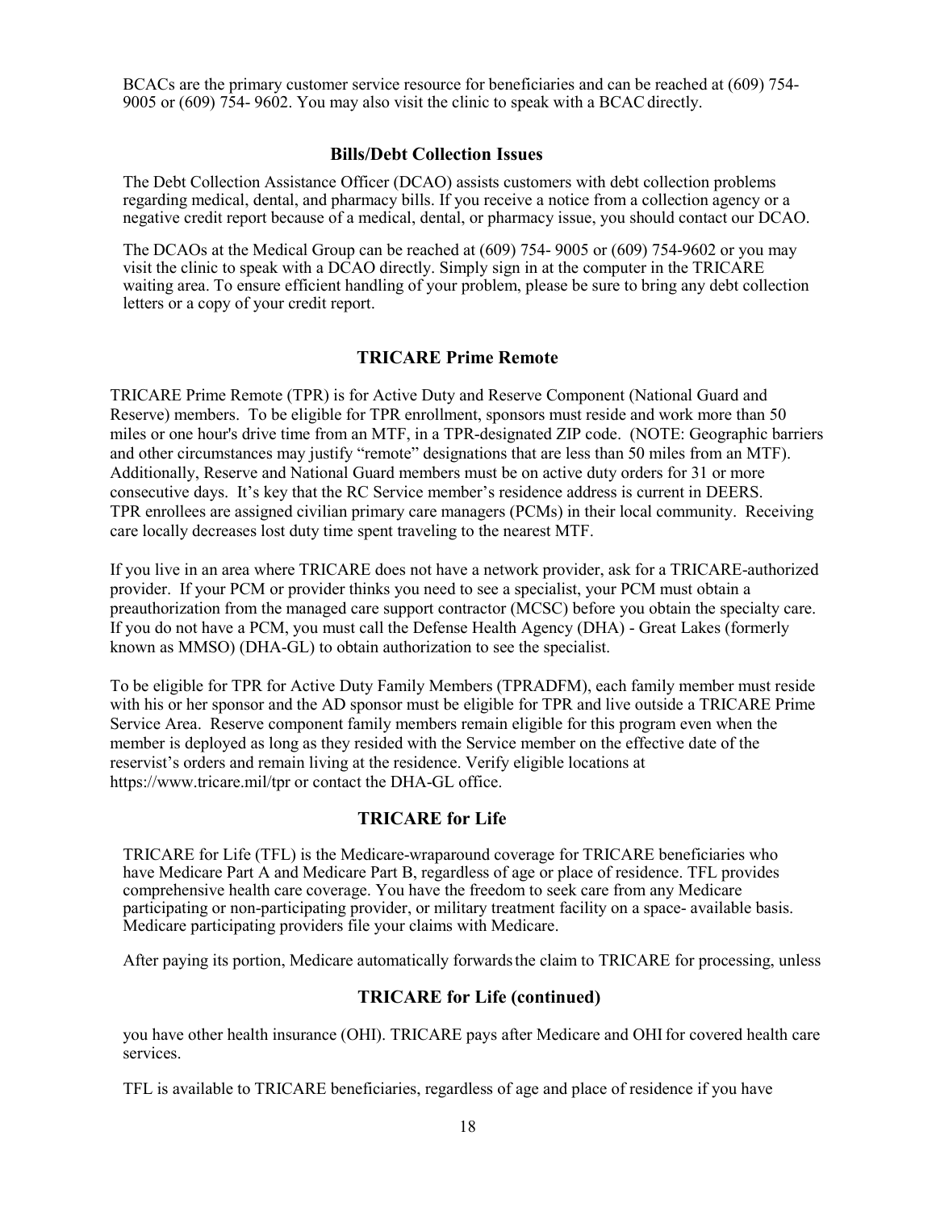BCACs are the primary customer service resource for beneficiaries and can be reached at (609) 754-9005 or (609) 754- 9602. You may also visit the clinic to speak with a BCAC directly.

## Bills/Debt Collection Issues

The Debt Collection Assistance Officer (DCAO) assists customers with debt collection problems regarding medical, dental, and pharmacy bills. If you receive a notice from a collection agency or a negative credit report because of a medical, dental, or pharmacy issue, you should contact our DCAO.

The DCAOs at the Medical Group can be reached at (609) 754- 9005 or (609) 754-9602 or you may visit the clinic to speak with a DCAO directly. Simply sign in at the computer in the TRICARE waiting area. To ensure efficient handling of your problem, please be sure to bring any debt collection letters or a copy of your credit report.

## TRICARE Prime Remote

TRICARE Prime Remote (TPR) is for Active Duty and Reserve Component (National Guard and Reserve) members. To be eligible for TPR enrollment, sponsors must reside and work more than 50 miles or one hour's drive time from an MTF, in a TPR-designated ZIP code. (NOTE: Geographic barriers and other circumstances may justify “remote” designations that are less than 50 miles from an MTF). Additionally, Reserve and National Guard members must be on active duty orders for 31 or more consecutive days. It’s key that the RC Service member’s residence address is current in DEERS. TPR enrollees are assigned civilian primary care managers (PCMs) in their local community. Receiving care locally decreases lost duty time spent traveling to the nearest MTF.

If you live in an area where TRICARE does not have a network provider, ask for a TRICARE-authorized provider. If your PCM or provider thinks you need to see a specialist, your PCM must obtain a preauthorization from the managed care support contractor (MCSC) before you obtain the specialty care. If you do not have a PCM, you must call the Defense Health Agency (DHA) - Great Lakes (formerly known as MMSO) (DHA-GL) to obtain authorization to see the specialist.

To be eligible for TPR for Active Duty Family Members (TPRADFM), each family member must reside with his or her sponsor and the AD sponsor must be eligible for TPR and live outside a TRICARE Prime Service Area. Reserve component family members remain eligible for this program even when the member is deployed as long as they resided with the Service member on the effective date of the reservist’s orders and remain living at the residence. Verify eligible locations at https://www.tricare.mil/tpr or contact the DHA-GL office.

## TRICARE for Life

TRICARE for Life (TFL) is the Medicare-wraparound coverage for TRICARE beneficiaries who have Medicare Part A and Medicare Part B, regardless of age or place of residence. TFL provides comprehensive health care coverage. You have the freedom to seek care from any Medicare participating or non-participating provider, or military treatment facility on a space- available basis. Medicare participating providers file your claims with Medicare.

After paying its portion, Medicare automatically forwards the claim to TRICARE for processing, unless

## TRICARE for Life (continued)

you have other health insurance (OHI). TRICARE pays after Medicare and OHI for covered health care services.

TFL is available to TRICARE beneficiaries, regardless of age and place of residence if you have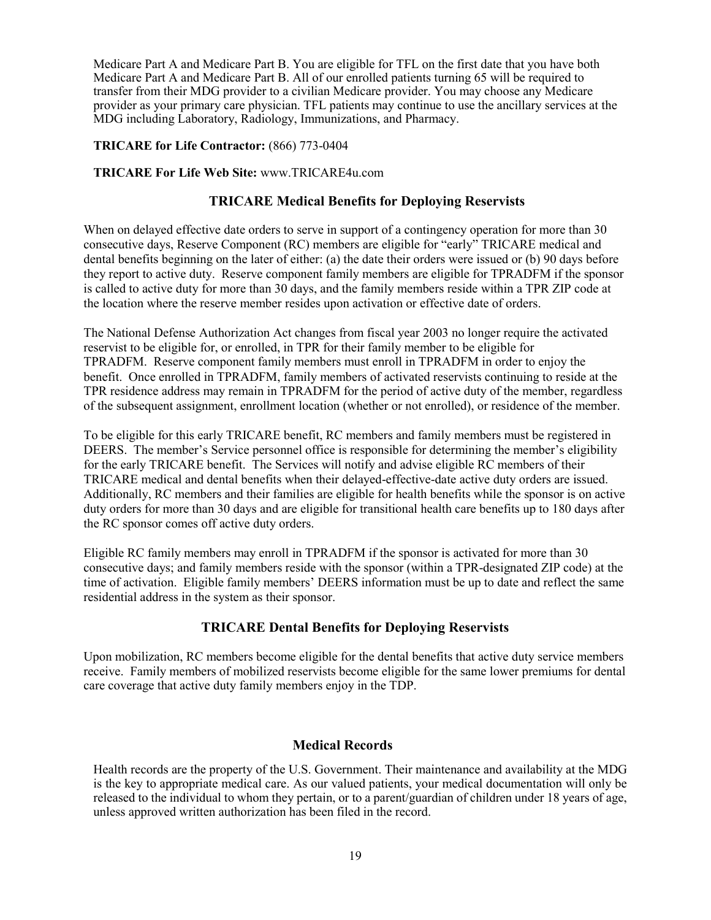Medicare Part A and Medicare Part B. You are eligible for TFL on the first date that you have both Medicare Part A and Medicare Part B. All of our enrolled patients turning 65 will be required to transfer from their MDG provider to a civilian Medicare provider. You may choose any Medicare provider as your primary care physician. TFL patients may continue to use the ancillary services at the MDG including Laboratory, Radiology, Immunizations, and Pharmacy.

**TRICARE for Life Contractor:** (866) 773-0404

**TRICARE For Life Web Site:** www.TRICARE4u.com

## TRICARE Medical Benefits for Deploying Reservists

When on delayed effective date orders to serve in support of a contingency operation for more than 30 consecutive days, Reserve Component (RC) members are eligible for "early" TRICARE medical and dental benefits beginning on the later of either: (a) the date their orders were issued or (b) 90 days before they report to active duty. Reserve component family members are eligible for TPRADFM if the sponsor is called to active duty for more than 30 days, and the family members reside within a TPR ZIP code at the location where the reserve member resides upon activation or effective date of orders.

The National Defense Authorization Act changes from fiscal year 2003 no longer require the activated reservist to be eligible for, or enrolled, in TPR for their family member to be eligible for TPRADFM. Reserve component family members must enroll in TPRADFM in order to enjoy the benefit. Once enrolled in TPRADFM, family members of activated reservists continuing to reside at the TPR residence address may remain in TPRADFM for the period of active duty of the member, regardless of the subsequent assignment, enrollment location (whether or not enrolled), or residence of the member.

To be eligible for this early TRICARE benefit, RC members and family members must be registered in DEERS. The member's Service personnel office is responsible for determining the member's eligibility for the early TRICARE benefit. The Services will notify and advise eligible RC members of their TRICARE medical and dental benefits when their delayed-effective-date active duty orders are issued. Additionally, RC members and their families are eligible for health benefits while the sponsor is on active duty orders for more than 30 days and are eligible for transitional health care benefits up to 180 days after the RC sponsor comes off active duty orders.

Eligible RC family members may enroll in TPRADFM if the sponsor is activated for more than 30 consecutive days; and family members reside with the sponsor (within a TPR-designated ZIP code) at the time of activation. Eligible family members' DEERS information must be up to date and reflect the same residential address in the system as their sponsor.

## TRICARE Dental Benefits for Deploying Reservists

Upon mobilization, RC members become eligible for the dental benefits that active duty service members receive. Family members of mobilized reservists become eligible for the same lower premiums for dental care coverage that active duty family members enjoy in the TDP.

## Medical Records

Health records are the property of the U.S. Government. Their maintenance and availability at the MDG is the key to appropriate medical care. As our valued patients, your medical documentation will only be released to the individual to whom they pertain, or to a parent/guardian of children under 18 years of age, unless approved written authorization has been filed in the record.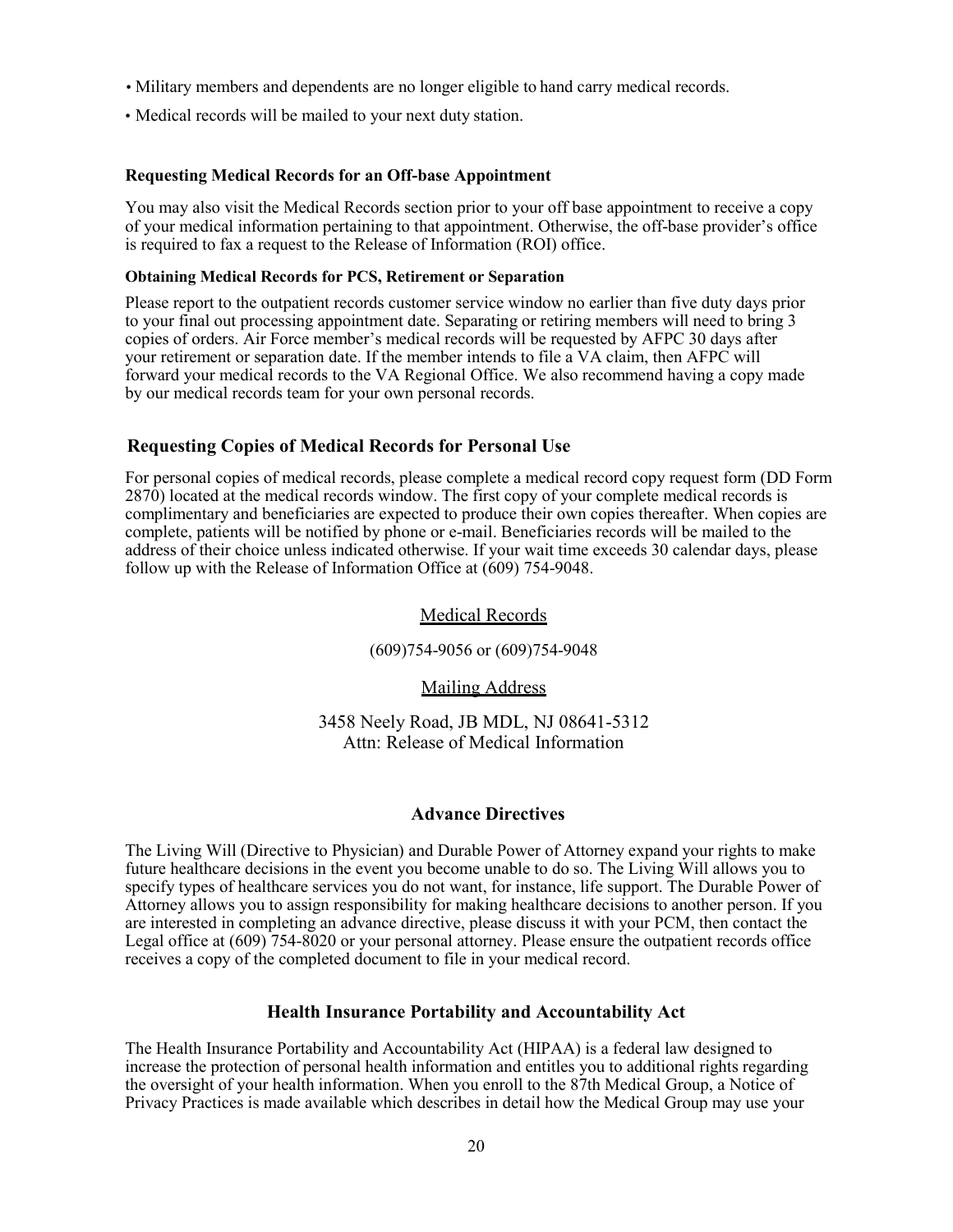- Military members and dependents are no longer eligible to hand carry medical records.
- Medical records will be mailed to your next duty station.

#### Requesting Medical Records for an Off-base Appointment

You may also visit the Medical Records section prior to your off base appointment to receive a copy of your medical information pertaining to that appointment. Otherwise, the off-base provider's office is required to fax a request to the Release of Information (ROI) office.

#### Obtaining Medical Records for PCS, Retirement or Separation

Please report to the outpatient records customer service window no earlier than five duty days prior to your final out processing appointment date. Separating or retiring members will need to bring 3 copies of orders. Air Force member's medical records will be requested by AFPC 30 days after your retirement or separation date. If the member intends to file a VA claim, then AFPC will forward your medical records to the VA Regional Office. We also recommend having a copy made by our medical records team for your own personal records.

### Requesting Copies of Medical Records for Personal Use

For personal copies of medical records, please complete a medical record copy request form (DD Form 2870) located at the medical records window. The first copy of your complete medical records is complimentary and beneficiaries are expected to produce their own copies thereafter. When copies are complete, patients will be notified by phone or e-mail. Beneficiaries records will be mailed to the address of their choice unless indicated otherwise. If your wait time exceeds 30 calendar days, please follow up with the Release of Information Office at (609) 754-9048.

<u>Medical Records</u>

(609)754-9056 or (609)754-9048

<u>Mailing Address</u>

3458 Neely Road, JB MDL, NJ 08641-5312
Attn: Release of Medical Information

## Advance Directives

The Living Will (Directive to Physician) and Durable Power of Attorney expand your rights to make future healthcare decisions in the event you become unable to do so. The Living Will allows you to specify types of healthcare services you do not want, for instance, life support. The Durable Power of Attorney allows you to assign responsibility for making healthcare decisions to another person. If you are interested in completing an advance directive, please discuss it with your PCM, then contact the Legal office at (609) 754-8020 or your personal attorney. Please ensure the outpatient records office receives a copy of the completed document to file in your medical record.

## Health Insurance Portability and Accountability Act

The Health Insurance Portability and Accountability Act (HIPAA) is a federal law designed to increase the protection of personal health information and entitles you to additional rights regarding the oversight of your health information. When you enroll to the 87th Medical Group, a Notice of Privacy Practices is made available which describes in detail how the Medical Group may use your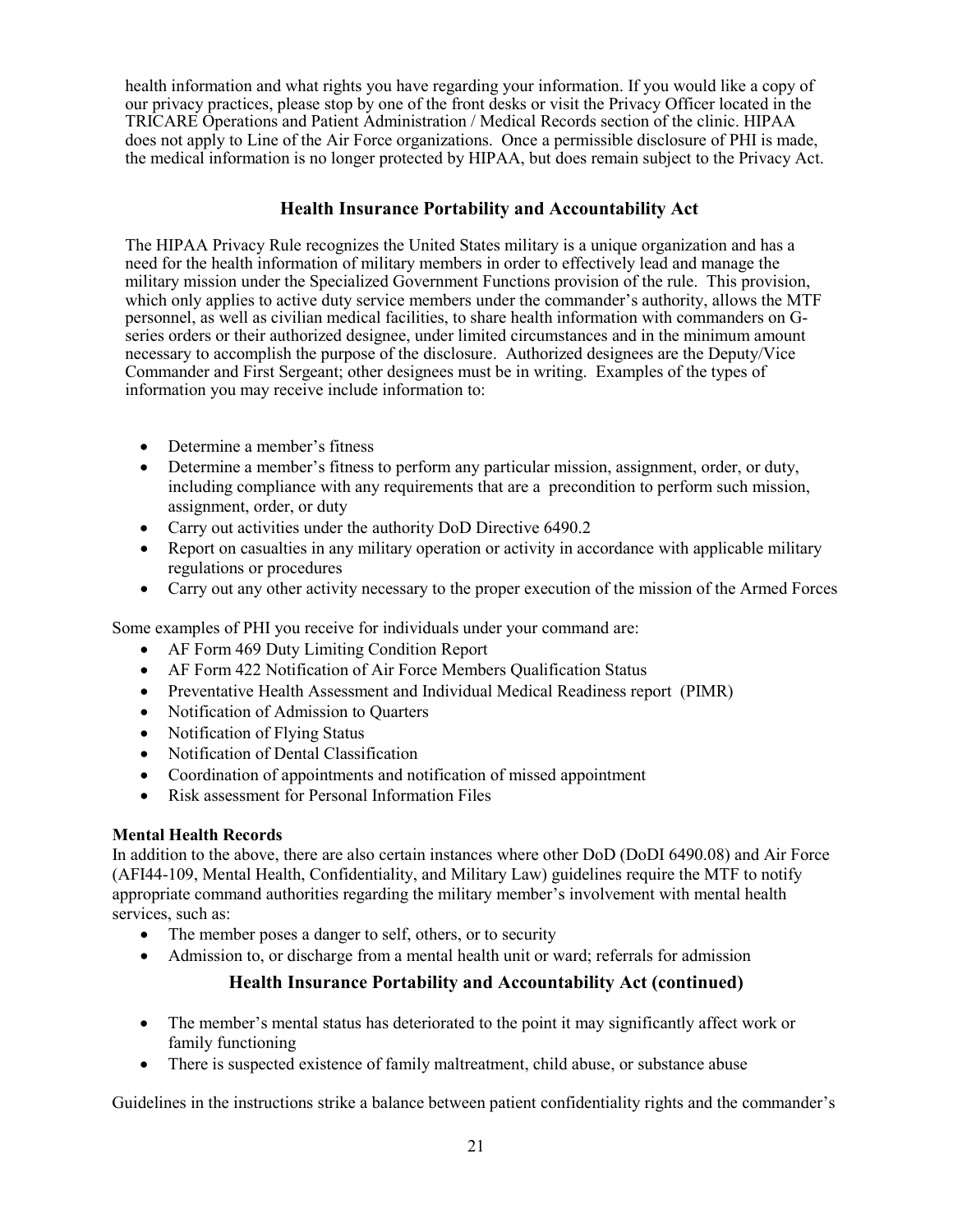health information and what rights you have regarding your information. If you would like a copy of our privacy practices, please stop by one of the front desks or visit the Privacy Officer located in the TRICARE Operations and Patient Administration / Medical Records section of the clinic. HIPAA does not apply to Line of the Air Force organizations. Once a permissible disclosure of PHI is made, the medical information is no longer protected by HIPAA, but does remain subject to the Privacy Act.

## Health Insurance Portability and Accountability Act

The HIPAA Privacy Rule recognizes the United States military is a unique organization and has a need for the health information of military members in order to effectively lead and manage the military mission under the Specialized Government Functions provision of the rule. This provision, which only applies to active duty service members under the commander's authority, allows the MTF personnel, as well as civilian medical facilities, to share health information with commanders on G-series orders or their authorized designee, under limited circumstances and in the minimum amount necessary to accomplish the purpose of the disclosure. Authorized designees are the Deputy/Vice Commander and First Sergeant; other designees must be in writing. Examples of the types of information you may receive include information to:

- Determine a member's fitness
- Determine a member's fitness to perform any particular mission, assignment, order, or duty, including compliance with any requirements that are a precondition to perform such mission, assignment, order, or duty
- Carry out activities under the authority DoD Directive 6490.2
- Report on casualties in any military operation or activity in accordance with applicable military regulations or procedures
- Carry out any other activity necessary to the proper execution of the mission of the Armed Forces

Some examples of PHI you receive for individuals under your command are:

- AF Form 469 Duty Limiting Condition Report
- AF Form 422 Notification of Air Force Members Qualification Status
- Preventative Health Assessment and Individual Medical Readiness report (PIMR)
- Notification of Admission to Quarters
- Notification of Flying Status
- Notification of Dental Classification
- Coordination of appointments and notification of missed appointment
- Risk assessment for Personal Information Files

**Mental Health Records**

In addition to the above, there are also certain instances where other DoD (DoDI 6490.08) and Air Force (AFI44-109, Mental Health, Confidentiality, and Military Law) guidelines require the MTF to notify appropriate command authorities regarding the military member's involvement with mental health services, such as:

- The member poses a danger to self, others, or to security
- Admission to, or discharge from a mental health unit or ward; referrals for admission

## Health Insurance Portability and Accountability Act (continued)

- The member's mental status has deteriorated to the point it may significantly affect work or family functioning
- There is suspected existence of family maltreatment, child abuse, or substance abuse

Guidelines in the instructions strike a balance between patient confidentiality rights and the commander's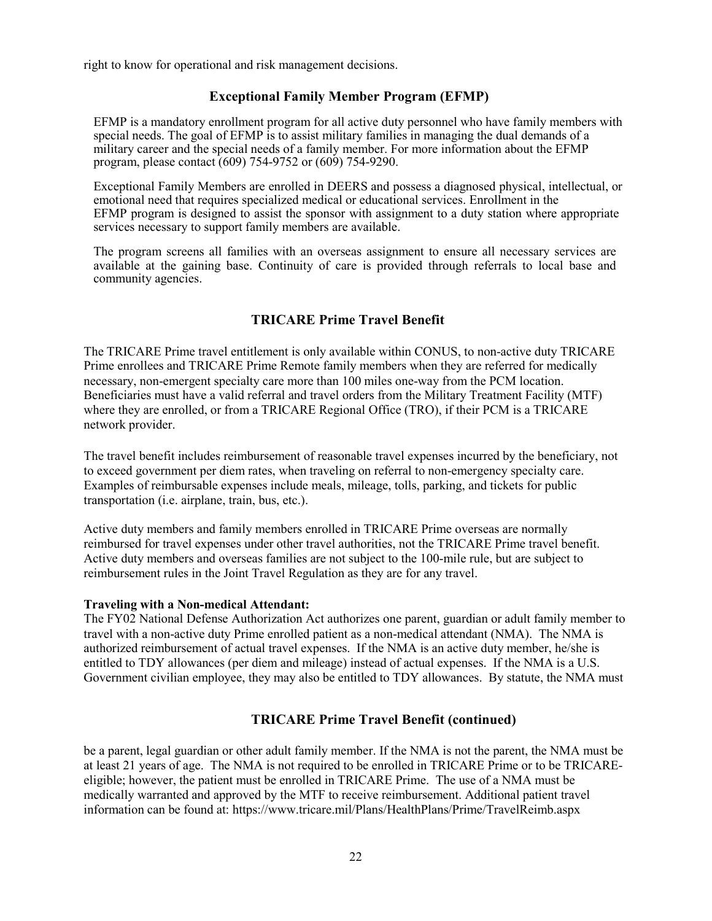right to know for operational and risk management decisions.

## Exceptional Family Member Program (EFMP)

EFMP is a mandatory enrollment program for all active duty personnel who have family members with special needs. The goal of EFMP is to assist military families in managing the dual demands of a military career and the special needs of a family member. For more information about the EFMP program, please contact (609) 754-9752 or (609) 754-9290.

Exceptional Family Members are enrolled in DEERS and possess a diagnosed physical, intellectual, or emotional need that requires specialized medical or educational services. Enrollment in the EFMP program is designed to assist the sponsor with assignment to a duty station where appropriate services necessary to support family members are available.

The program screens all families with an overseas assignment to ensure all necessary services are available at the gaining base. Continuity of care is provided through referrals to local base and community agencies.

## TRICARE Prime Travel Benefit

The TRICARE Prime travel entitlement is only available within CONUS, to non-active duty TRICARE Prime enrollees and TRICARE Prime Remote family members when they are referred for medically necessary, non-emergent specialty care more than 100 miles one-way from the PCM location. Beneficiaries must have a valid referral and travel orders from the Military Treatment Facility (MTF) where they are enrolled, or from a TRICARE Regional Office (TRO), if their PCM is a TRICARE network provider.

The travel benefit includes reimbursement of reasonable travel expenses incurred by the beneficiary, not to exceed government per diem rates, when traveling on referral to non-emergency specialty care. Examples of reimbursable expenses include meals, mileage, tolls, parking, and tickets for public transportation (i.e. airplane, train, bus, etc.).

Active duty members and family members enrolled in TRICARE Prime overseas are normally reimbursed for travel expenses under other travel authorities, not the TRICARE Prime travel benefit. Active duty members and overseas families are not subject to the 100-mile rule, but are subject to reimbursement rules in the Joint Travel Regulation as they are for any travel.

**Traveling with a Non-medical Attendant:**
The FY02 National Defense Authorization Act authorizes one parent, guardian or adult family member to travel with a non-active duty Prime enrolled patient as a non-medical attendant (NMA). The NMA is authorized reimbursement of actual travel expenses. If the NMA is an active duty member, he/she is entitled to TDY allowances (per diem and mileage) instead of actual expenses. If the NMA is a U.S. Government civilian employee, they may also be entitled to TDY allowances. By statute, the NMA must

## TRICARE Prime Travel Benefit (continued)

be a parent, legal guardian or other adult family member. If the NMA is not the parent, the NMA must be at least 21 years of age. The NMA is not required to be enrolled in TRICARE Prime or to be TRICARE-eligible; however, the patient must be enrolled in TRICARE Prime. The use of a NMA must be medically warranted and approved by the MTF to receive reimbursement. Additional patient travel information can be found at: https://www.tricare.mil/Plans/HealthPlans/Prime/TravelReimb.aspx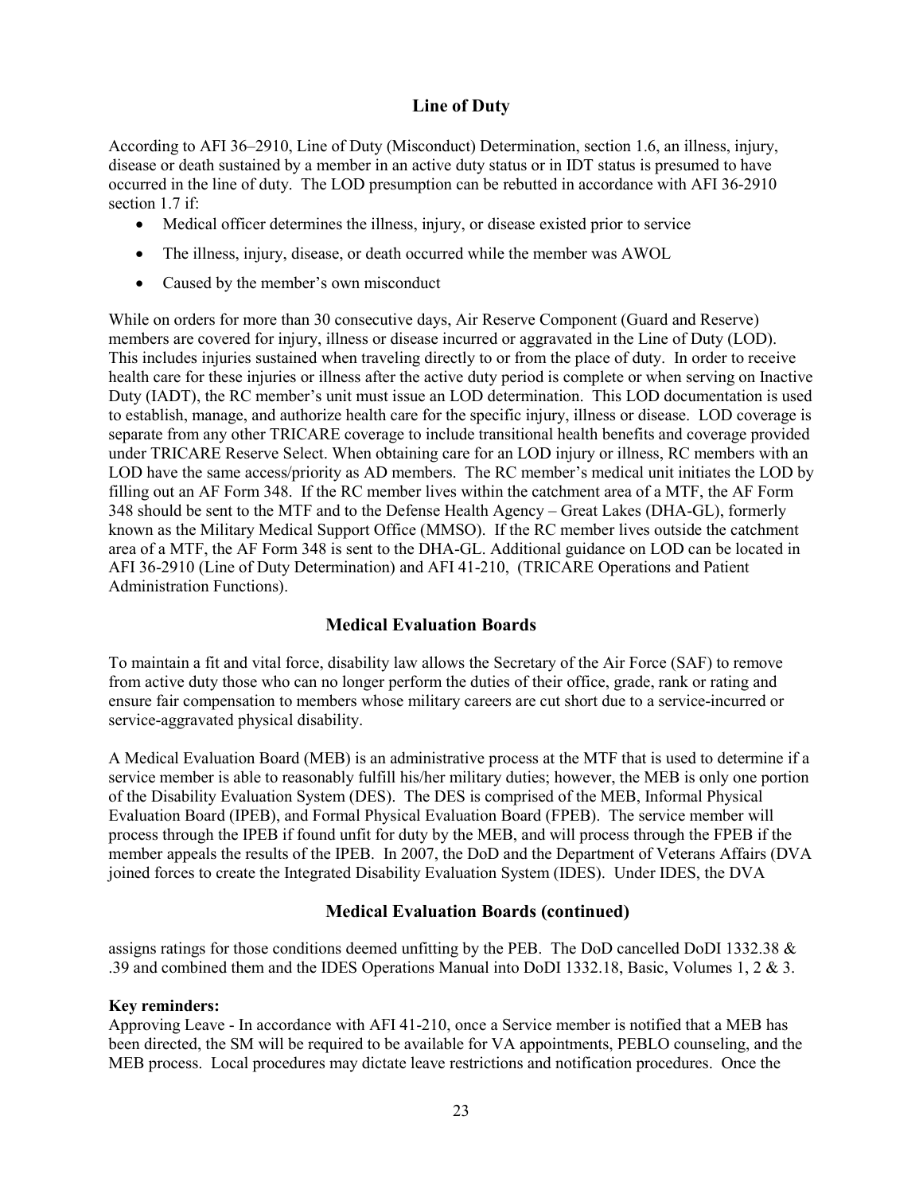## Line of Duty

According to AFI 36–2910, Line of Duty (Misconduct) Determination, section 1.6, an illness, injury, disease or death sustained by a member in an active duty status or in IDT status is presumed to have occurred in the line of duty. The LOD presumption can be rebutted in accordance with AFI 36-2910 section 1.7 if:

- Medical officer determines the illness, injury, or disease existed prior to service
- The illness, injury, disease, or death occurred while the member was AWOL
- Caused by the member's own misconduct

While on orders for more than 30 consecutive days, Air Reserve Component (Guard and Reserve) members are covered for injury, illness or disease incurred or aggravated in the Line of Duty (LOD). This includes injuries sustained when traveling directly to or from the place of duty. In order to receive health care for these injuries or illness after the active duty period is complete or when serving on Inactive Duty (IADT), the RC member's unit must issue an LOD determination. This LOD documentation is used to establish, manage, and authorize health care for the specific injury, illness or disease. LOD coverage is separate from any other TRICARE coverage to include transitional health benefits and coverage provided under TRICARE Reserve Select. When obtaining care for an LOD injury or illness, RC members with an LOD have the same access/priority as AD members. The RC member's medical unit initiates the LOD by filling out an AF Form 348. If the RC member lives within the catchment area of a MTF, the AF Form 348 should be sent to the MTF and to the Defense Health Agency – Great Lakes (DHA-GL), formerly known as the Military Medical Support Office (MMSO). If the RC member lives outside the catchment area of a MTF, the AF Form 348 is sent to the DHA-GL. Additional guidance on LOD can be located in AFI 36-2910 (Line of Duty Determination) and AFI 41-210, (TRICARE Operations and Patient Administration Functions).

## Medical Evaluation Boards

To maintain a fit and vital force, disability law allows the Secretary of the Air Force (SAF) to remove from active duty those who can no longer perform the duties of their office, grade, rank or rating and ensure fair compensation to members whose military careers are cut short due to a service-incurred or service-aggravated physical disability.

A Medical Evaluation Board (MEB) is an administrative process at the MTF that is used to determine if a service member is able to reasonably fulfill his/her military duties; however, the MEB is only one portion of the Disability Evaluation System (DES). The DES is comprised of the MEB, Informal Physical Evaluation Board (IPEB), and Formal Physical Evaluation Board (FPEB). The service member will process through the IPEB if found unfit for duty by the MEB, and will process through the FPEB if the member appeals the results of the IPEB. In 2007, the DoD and the Department of Veterans Affairs (DVA joined forces to create the Integrated Disability Evaluation System (IDES). Under IDES, the DVA

## Medical Evaluation Boards (continued)

assigns ratings for those conditions deemed unfitting by the PEB. The DoD cancelled DoDI 1332.38 & .39 and combined them and the IDES Operations Manual into DoDI 1332.18, Basic, Volumes 1, 2 & 3.

**Key reminders:**

Approving Leave - In accordance with AFI 41-210, once a Service member is notified that a MEB has been directed, the SM will be required to be available for VA appointments, PEBLO counseling, and the MEB process. Local procedures may dictate leave restrictions and notification procedures. Once the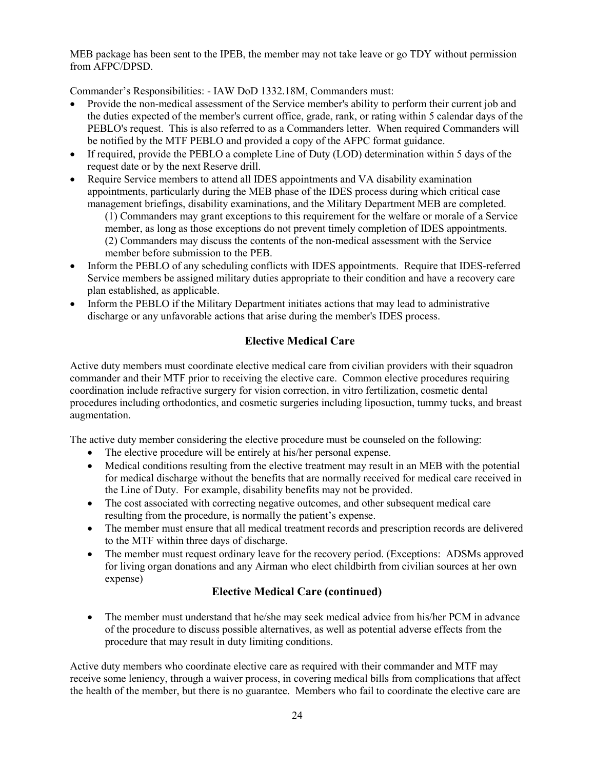MEB package has been sent to the IPEB, the member may not take leave or go TDY without permission from AFPC/DPSD.

Commander's Responsibilities: - IAW DoD 1332.18M, Commanders must:

- Provide the non-medical assessment of the Service member's ability to perform their current job and the duties expected of the member's current office, grade, rank, or rating within 5 calendar days of the PEBLO's request. This is also referred to as a Commanders letter. When required Commanders will be notified by the MTF PEBLO and provided a copy of the AFPC format guidance.
- If required, provide the PEBLO a complete Line of Duty (LOD) determination within 5 days of the request date or by the next Reserve drill.
- Require Service members to attend all IDES appointments and VA disability examination appointments, particularly during the MEB phase of the IDES process during which critical case management briefings, disability examinations, and the Military Department MEB are completed.
  (1) Commanders may grant exceptions to this requirement for the welfare or morale of a Service member, as long as those exceptions do not prevent timely completion of IDES appointments.
  (2) Commanders may discuss the contents of the non-medical assessment with the Service member before submission to the PEB.
- Inform the PEBLO of any scheduling conflicts with IDES appointments. Require that IDES-referred Service members be assigned military duties appropriate to their condition and have a recovery care plan established, as applicable.
- Inform the PEBLO if the Military Department initiates actions that may lead to administrative discharge or any unfavorable actions that arise during the member's IDES process.

## Elective Medical Care

Active duty members must coordinate elective medical care from civilian providers with their squadron commander and their MTF prior to receiving the elective care. Common elective procedures requiring coordination include refractive surgery for vision correction, in vitro fertilization, cosmetic dental procedures including orthodontics, and cosmetic surgeries including liposuction, tummy tucks, and breast augmentation.

The active duty member considering the elective procedure must be counseled on the following:

- The elective procedure will be entirely at his/her personal expense.
- Medical conditions resulting from the elective treatment may result in an MEB with the potential for medical discharge without the benefits that are normally received for medical care received in the Line of Duty. For example, disability benefits may not be provided.
- The cost associated with correcting negative outcomes, and other subsequent medical care resulting from the procedure, is normally the patient's expense.
- The member must ensure that all medical treatment records and prescription records are delivered to the MTF within three days of discharge.
- The member must request ordinary leave for the recovery period. (Exceptions: ADSMs approved for living organ donations and any Airman who elect childbirth from civilian sources at her own expense)

## Elective Medical Care (continued)

- The member must understand that he/she may seek medical advice from his/her PCM in advance of the procedure to discuss possible alternatives, as well as potential adverse effects from the procedure that may result in duty limiting conditions.

Active duty members who coordinate elective care as required with their commander and MTF may receive some leniency, through a waiver process, in covering medical bills from complications that affect the health of the member, but there is no guarantee. Members who fail to coordinate the elective care are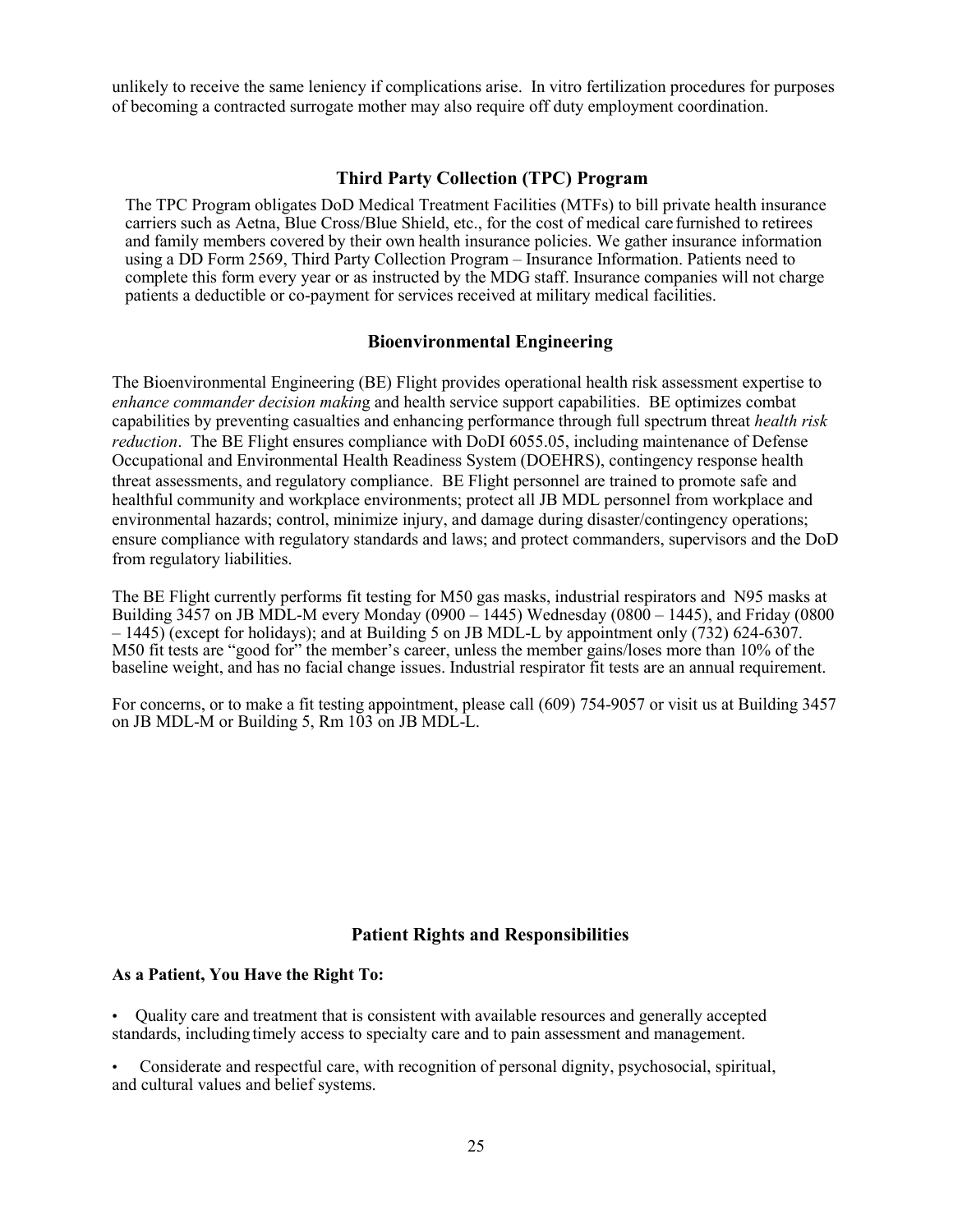unlikely to receive the same leniency if complications arise. In vitro fertilization procedures for purposes of becoming a contracted surrogate mother may also require off duty employment coordination.

## Third Party Collection (TPC) Program

The TPC Program obligates DoD Medical Treatment Facilities (MTFs) to bill private health insurance carriers such as Aetna, Blue Cross/Blue Shield, etc., for the cost of medical care furnished to retirees and family members covered by their own health insurance policies. We gather insurance information using a DD Form 2569, Third Party Collection Program – Insurance Information. Patients need to complete this form every year or as instructed by the MDG staff. Insurance companies will not charge patients a deductible or co-payment for services received at military medical facilities.

## Bioenvironmental Engineering

The Bioenvironmental Engineering (BE) Flight provides operational health risk assessment expertise to *enhance commander decision making* and health service support capabilities. BE optimizes combat capabilities by preventing casualties and enhancing performance through full spectrum threat *health risk reduction*. The BE Flight ensures compliance with DoDI 6055.05, including maintenance of Defense Occupational and Environmental Health Readiness System (DOEHRS), contingency response health threat assessments, and regulatory compliance. BE Flight personnel are trained to promote safe and healthful community and workplace environments; protect all JB MDL personnel from workplace and environmental hazards; control, minimize injury, and damage during disaster/contingency operations; ensure compliance with regulatory standards and laws; and protect commanders, supervisors and the DoD from regulatory liabilities.

The BE Flight currently performs fit testing for M50 gas masks, industrial respirators and N95 masks at Building 3457 on JB MDL-M every Monday (0900 – 1445) Wednesday (0800 – 1445), and Friday (0800 – 1445) (except for holidays); and at Building 5 on JB MDL-L by appointment only (732) 624-6307. M50 fit tests are "good for" the member's career, unless the member gains/loses more than 10% of the baseline weight, and has no facial change issues. Industrial respirator fit tests are an annual requirement.

For concerns, or to make a fit testing appointment, please call (609) 754-9057 or visit us at Building 3457 on JB MDL-M or Building 5, Rm 103 on JB MDL-L.

## Patient Rights and Responsibilities

**As a Patient, You Have the Right To:**

- Quality care and treatment that is consistent with available resources and generally accepted standards, including timely access to specialty care and to pain assessment and management.
- Considerate and respectful care, with recognition of personal dignity, psychosocial, spiritual, and cultural values and belief systems.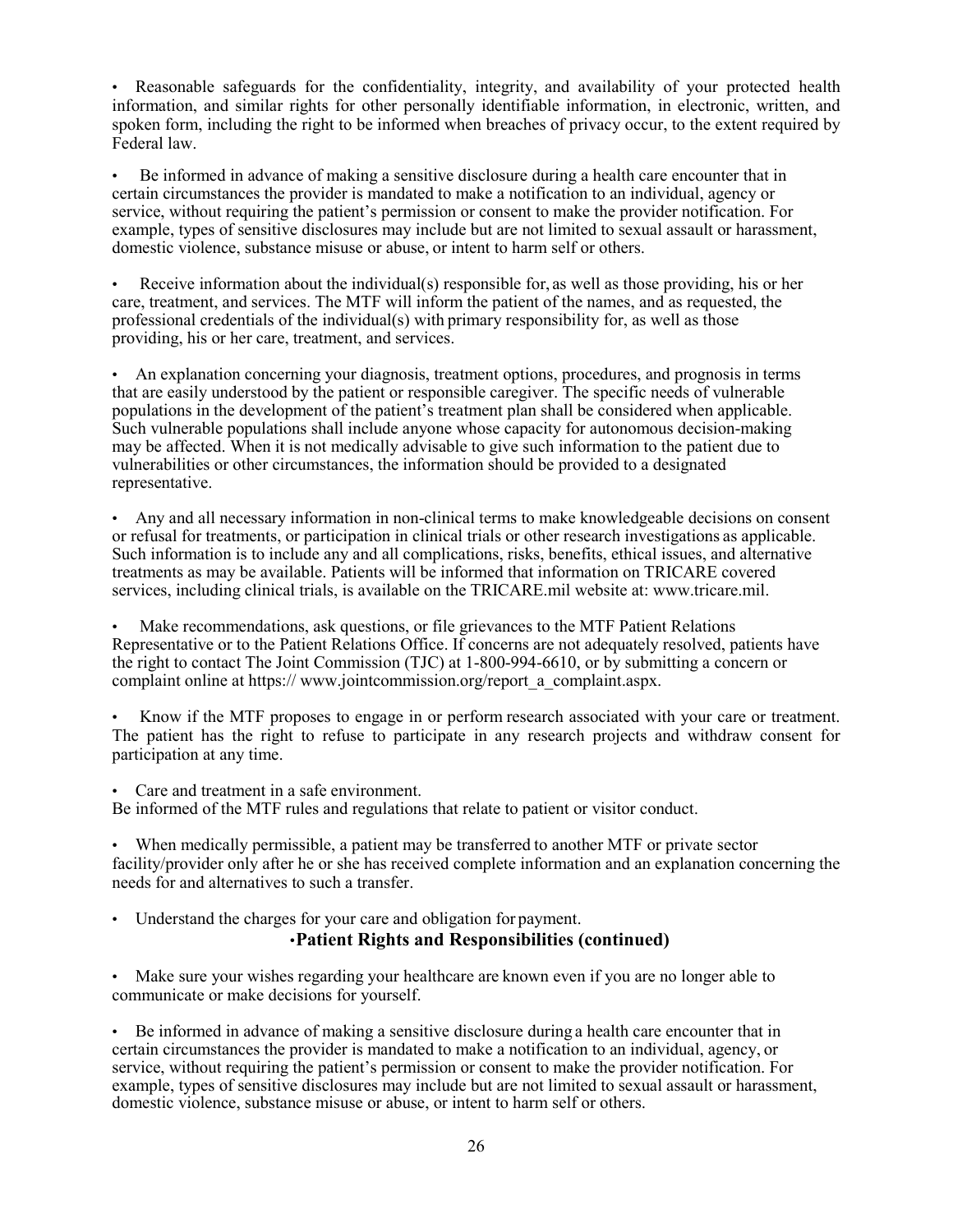- Reasonable safeguards for the confidentiality, integrity, and availability of your protected health information, and similar rights for other personally identifiable information, in electronic, written, and spoken form, including the right to be informed when breaches of privacy occur, to the extent required by Federal law.

- Be informed in advance of making a sensitive disclosure during a health care encounter that in certain circumstances the provider is mandated to make a notification to an individual, agency or service, without requiring the patient's permission or consent to make the provider notification. For example, types of sensitive disclosures may include but are not limited to sexual assault or harassment, domestic violence, substance misuse or abuse, or intent to harm self or others.

- Receive information about the individual(s) responsible for, as well as those providing, his or her care, treatment, and services. The MTF will inform the patient of the names, and as requested, the professional credentials of the individual(s) with primary responsibility for, as well as those providing, his or her care, treatment, and services.

- An explanation concerning your diagnosis, treatment options, procedures, and prognosis in terms that are easily understood by the patient or responsible caregiver. The specific needs of vulnerable populations in the development of the patient's treatment plan shall be considered when applicable. Such vulnerable populations shall include anyone whose capacity for autonomous decision-making may be affected. When it is not medically advisable to give such information to the patient due to vulnerabilities or other circumstances, the information should be provided to a designated representative.

- Any and all necessary information in non-clinical terms to make knowledgeable decisions on consent or refusal for treatments, or participation in clinical trials or other research investigations as applicable. Such information is to include any and all complications, risks, benefits, ethical issues, and alternative treatments as may be available. Patients will be informed that information on TRICARE covered services, including clinical trials, is available on the TRICARE.mil website at: www.tricare.mil.

- Make recommendations, ask questions, or file grievances to the MTF Patient Relations Representative or to the Patient Relations Office. If concerns are not adequately resolved, patients have the right to contact The Joint Commission (TJC) at 1-800-994-6610, or by submitting a concern or complaint online at https:// www.jointcommission.org/report_a_complaint.aspx.

- Know if the MTF proposes to engage in or perform research associated with your care or treatment. The patient has the right to refuse to participate in any research projects and withdraw consent for participation at any time.

- Care and treatment in a safe environment.

Be informed of the MTF rules and regulations that relate to patient or visitor conduct.

- When medically permissible, a patient may be transferred to another MTF or private sector facility/provider only after he or she has received complete information and an explanation concerning the needs for and alternatives to such a transfer.

- Understand the charges for your care and obligation for payment.

**Patient Rights and Responsibilities (continued)**

- Make sure your wishes regarding your healthcare are known even if you are no longer able to communicate or make decisions for yourself.

- Be informed in advance of making a sensitive disclosure during a health care encounter that in certain circumstances the provider is mandated to make a notification to an individual, agency, or service, without requiring the patient's permission or consent to make the provider notification. For example, types of sensitive disclosures may include but are not limited to sexual assault or harassment, domestic violence, substance misuse or abuse, or intent to harm self or others.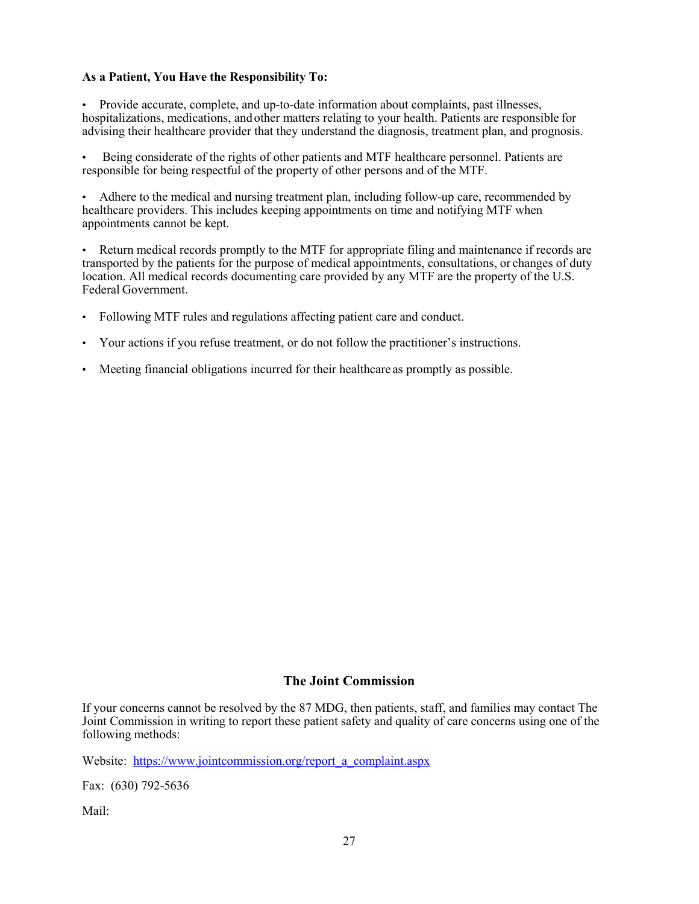**As a Patient, You Have the Responsibility To:**

- Provide accurate, complete, and up-to-date information about complaints, past illnesses, hospitalizations, medications, and other matters relating to your health. Patients are responsible for advising their healthcare provider that they understand the diagnosis, treatment plan, and prognosis.

- Being considerate of the rights of other patients and MTF healthcare personnel. Patients are responsible for being respectful of the property of other persons and of the MTF.

- Adhere to the medical and nursing treatment plan, including follow-up care, recommended by healthcare providers. This includes keeping appointments on time and notifying MTF when appointments cannot be kept.

- Return medical records promptly to the MTF for appropriate filing and maintenance if records are transported by the patients for the purpose of medical appointments, consultations, or changes of duty location. All medical records documenting care provided by any MTF are the property of the U.S. Federal Government.

- Following MTF rules and regulations affecting patient care and conduct.

- Your actions if you refuse treatment, or do not follow the practitioner's instructions.

- Meeting financial obligations incurred for their healthcare as promptly as possible.

## The Joint Commission

If your concerns cannot be resolved by the 87 MDG, then patients, staff, and families may contact The Joint Commission in writing to report these patient safety and quality of care concerns using one of the following methods:

Website: https://www.jointcommission.org/report_a_complaint.aspx

Fax: (630) 792-5636

Mail: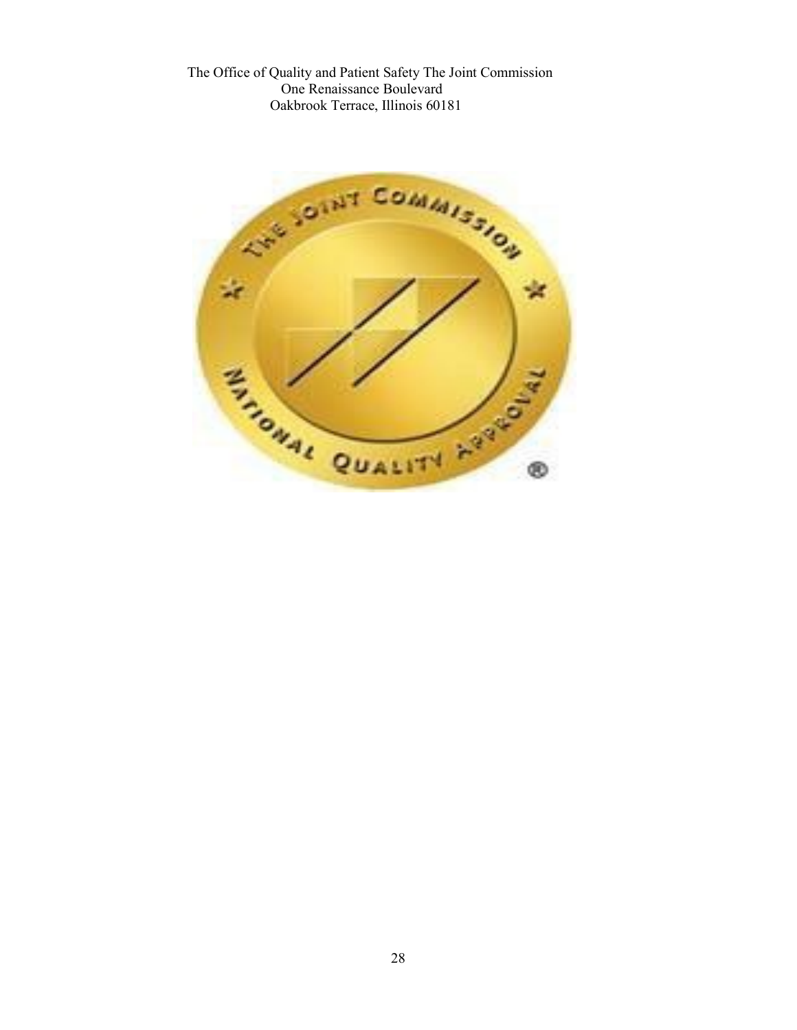The Office of Quality and Patient Safety The Joint Commission
One Renaissance Boulevard
Oakbrook Terrace, Illinois 60181